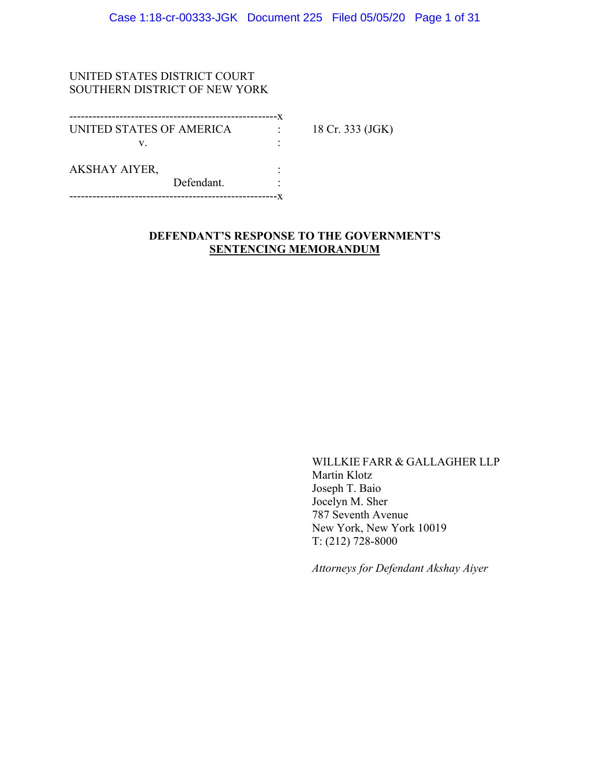UNITED STATES DISTRICT COURT
SOUTHERN DISTRICT OF NEW YORK

| | | |
|---|---|---|
| UNITED STATES OF AMERICA | : | 18 Cr. 333 (JGK) |
| v. | : | |
| AKSHAY AIYER, | : | |
| Defendant. | : | |

**DEFENDANT'S RESPONSE TO THE GOVERNMENT'S SENTENCING MEMORANDUM**

WILLKIE FARR & GALLAGHER LLP
Martin Klotz
Joseph T. Baio
Jocelyn M. Sher
787 Seventh Avenue
New York, New York 10019
T: (212) 728-8000

*Attorneys for Defendant Akshay Aiyer*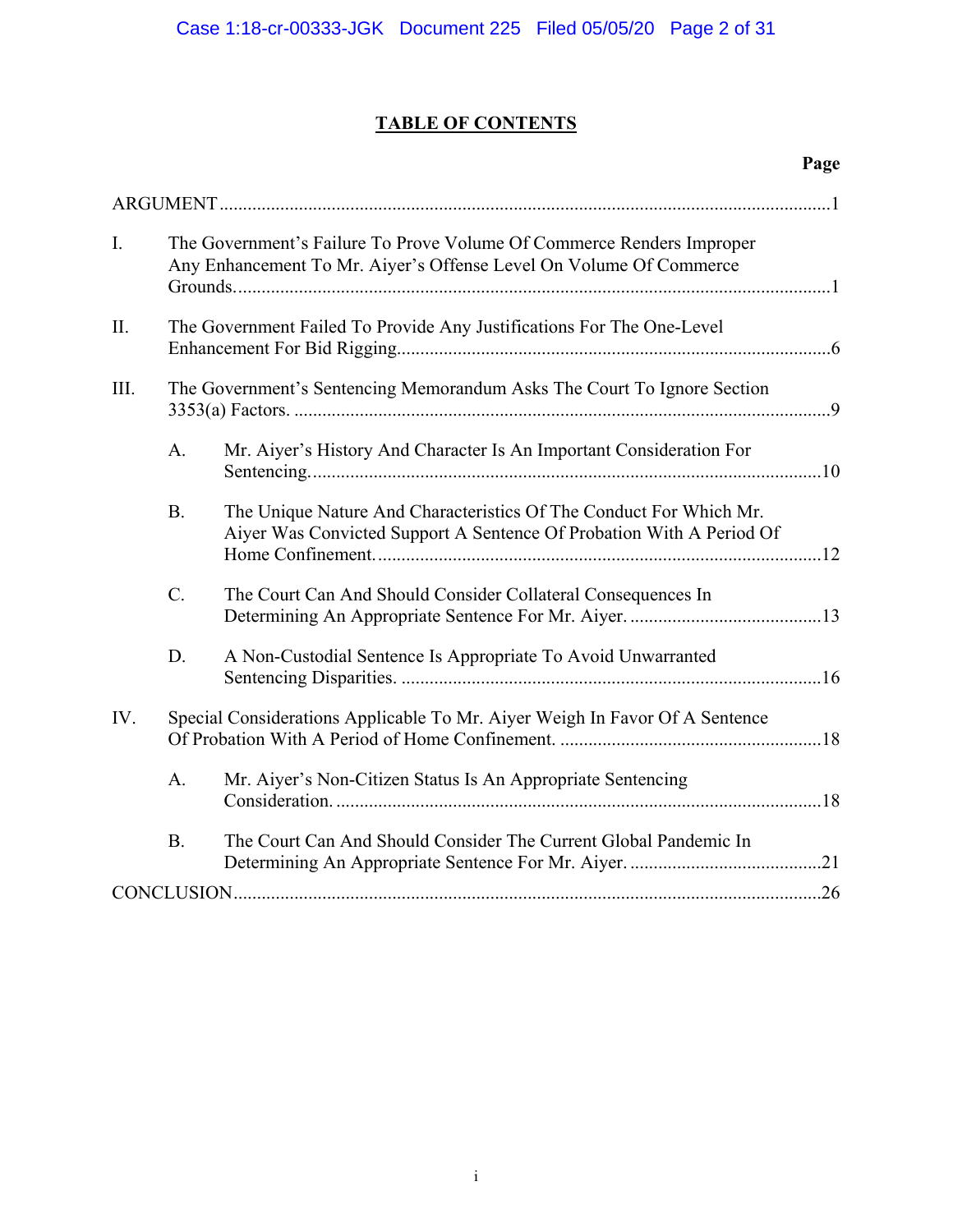# TABLE OF CONTENTS

| | | Page |
|---|---|---|
| ARGUMENT | | 1 |
| I. | The Government's Failure To Prove Volume Of Commerce Renders Improper Any Enhancement To Mr. Aiyer's Offense Level On Volume Of Commerce Grounds. | 1 |
| II. | The Government Failed To Provide Any Justifications For The One-Level Enhancement For Bid Rigging. | 6 |
| III. | The Government's Sentencing Memorandum Asks The Court To Ignore Section 3353(a) Factors. | 9 |
| | A. Mr. Aiyer's History And Character Is An Important Consideration For Sentencing. | 10 |
| | B. The Unique Nature And Characteristics Of The Conduct For Which Mr. Aiyer Was Convicted Support A Sentence Of Probation With A Period Of Home Confinement. | 12 |
| | C. The Court Can And Should Consider Collateral Consequences In Determining An Appropriate Sentence For Mr. Aiyer. | 13 |
| | D. A Non-Custodial Sentence Is Appropriate To Avoid Unwarranted Sentencing Disparities. | 16 |
| IV. | Special Considerations Applicable To Mr. Aiyer Weigh In Favor Of A Sentence Of Probation With A Period of Home Confinement. | 18 |
| | A. Mr. Aiyer's Non-Citizen Status Is An Appropriate Sentencing Consideration. | 18 |
| | B. The Court Can And Should Consider The Current Global Pandemic In Determining An Appropriate Sentence For Mr. Aiyer. | 21 |
| CONCLUSION | | 26 |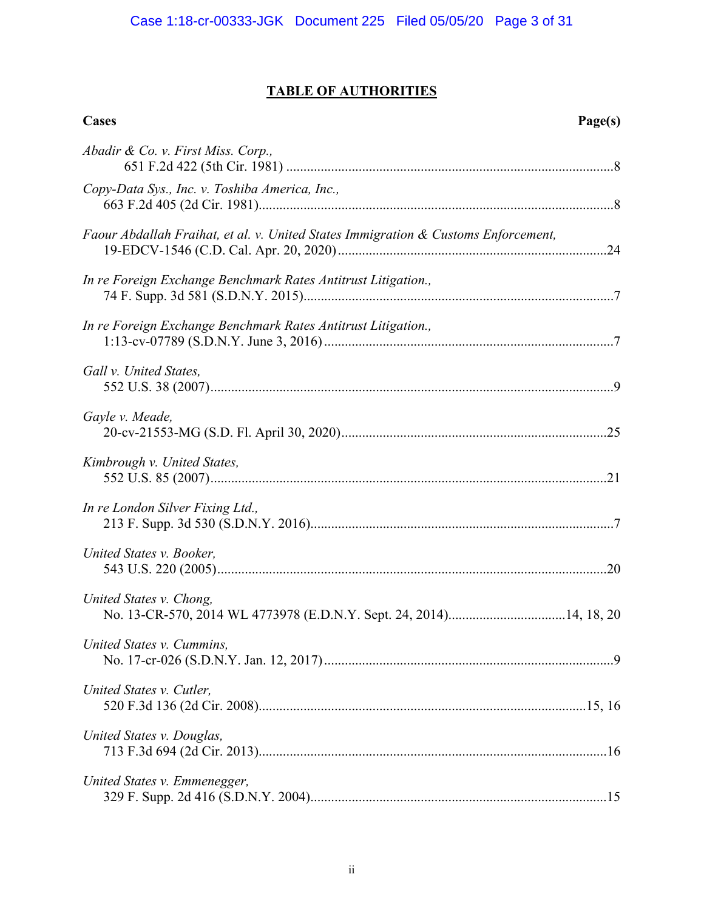## TABLE OF AUTHORITIES

**Cases** **Page(s)**

*Abadir & Co. v. First Miss. Corp.*,
651 F.2d 422 (5th Cir. 1981) ....................................................................................................8

*Copy-Data Sys., Inc. v. Toshiba America, Inc.*,
663 F.2d 405 (2d Cir. 1981)......................................................................................................8

*Faour Abdallah Fraihat, et al. v. United States Immigration & Customs Enforcement*,
19-EDCV-1546 (C.D. Cal. Apr. 20, 2020) .............................................................................24

*In re Foreign Exchange Benchmark Rates Antitrust Litigation.*,
74 F. Supp. 3d 581 (S.D.N.Y. 2015).........................................................................................7

*In re Foreign Exchange Benchmark Rates Antitrust Litigation.*,
1:13-cv-07789 (S.D.N.Y. June 3, 2016) ...................................................................................7

*Gall v. United States*,
552 U.S. 38 (2007)....................................................................................................................9

*Gayle v. Meade*,
20-cv-21553-MG (S.D. Fl. April 30, 2020)............................................................................25

*Kimbrough v. United States*,
552 U.S. 85 (2007)..................................................................................................................21

*In re London Silver Fixing Ltd.*,
213 F. Supp. 3d 530 (S.D.N.Y. 2016).......................................................................................7

*United States v. Booker*,
543 U.S. 220 (2005)................................................................................................................20

*United States v. Chong*,
No. 13-CR-570, 2014 WL 4773978 (E.D.N.Y. Sept. 24, 2014)..................................14, 18, 20

*United States v. Cummins*,
No. 17-cr-026 (S.D.N.Y. Jan. 12, 2017) ....................................................................................9

*United States v. Cutler*,
520 F.3d 136 (2d Cir. 2008)...............................................................................................15, 16

*United States v. Douglas*,
713 F.3d 694 (2d Cir. 2013)....................................................................................................16

*United States v. Emmenegger*,
329 F. Supp. 2d 416 (S.D.N.Y. 2004).....................................................................................15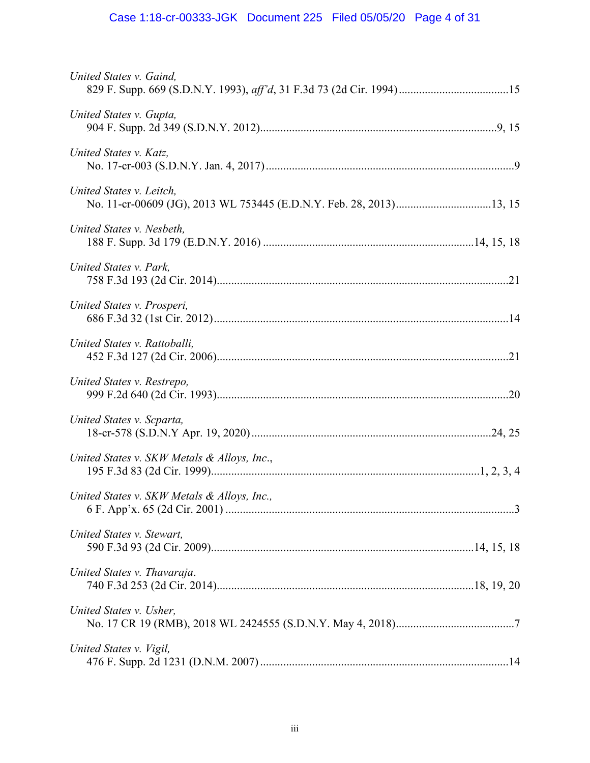*United States v. Gaind*,
829 F. Supp. 669 (S.D.N.Y. 1993), *aff'd*, 31 F.3d 73 (2d Cir. 1994)......................................15

*United States v. Gupta*,
904 F. Supp. 2d 349 (S.D.N.Y. 2012).................................................................................9, 15

*United States v. Katz*,
No. 17-cr-003 (S.D.N.Y. Jan. 4, 2017).....................................................................................9

*United States v. Leitch*,
No. 11-cr-00609 (JG), 2013 WL 753445 (E.D.N.Y. Feb. 28, 2013)................................13, 15

*United States v. Nesbeth*,
188 F. Supp. 3d 179 (E.D.N.Y. 2016) ........................................................................14, 15, 18

*United States v. Park*,
758 F.3d 193 (2d Cir. 2014)....................................................................................................21

*United States v. Prosperi*,
686 F.3d 32 (1st Cir. 2012).....................................................................................................14

*United States v. Rattoballi*,
452 F.3d 127 (2d Cir. 2006)....................................................................................................21

*United States v. Restrepo*,
999 F.2d 640 (2d Cir. 1993)....................................................................................................20

*United States v. Scparta*,
18-cr-578 (S.D.N.Y Apr. 19, 2020).................................................................................24, 25

*United States v. SKW Metals & Alloys, Inc.*,
195 F.3d 83 (2d Cir. 1999)...........................................................................................1, 2, 3, 4

*United States v. SKW Metals & Alloys, Inc.*,
6 F. App'x. 65 (2d Cir. 2001) ....................................................................................................3

*United States v. Stewart*,
590 F.3d 93 (2d Cir. 2009).........................................................................................14, 15, 18

*United States v. Thavaraja*.
740 F.3d 253 (2d Cir. 2014).......................................................................................18, 19, 20

*United States v. Usher*,
No. 17 CR 19 (RMB), 2018 WL 2424555 (S.D.N.Y. May 4, 2018)........................................7

*United States v. Vigil*,
476 F. Supp. 2d 1231 (D.N.M. 2007) .....................................................................................14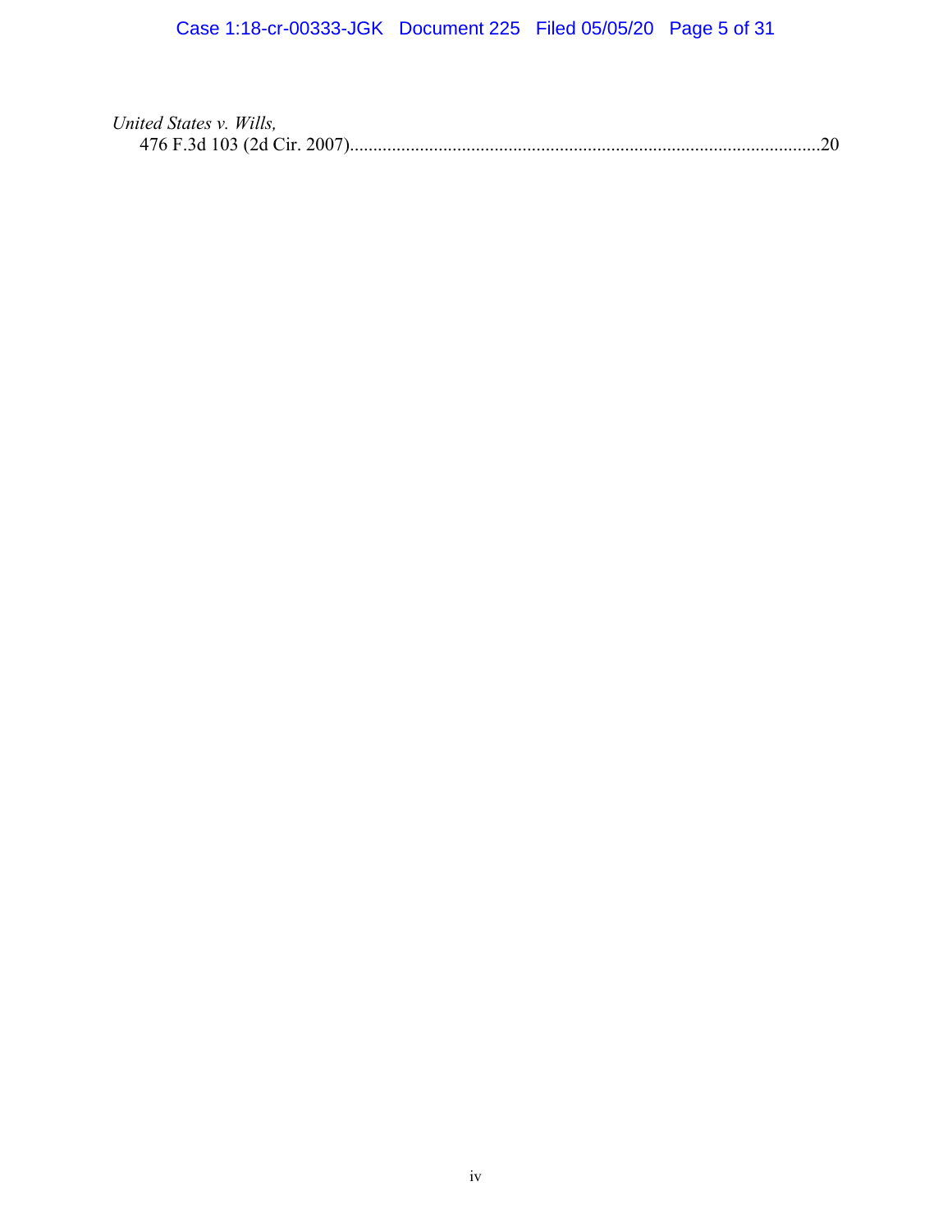*United States v. Wills*,
476 F.3d 103 (2d Cir. 2007).....................................................................................................20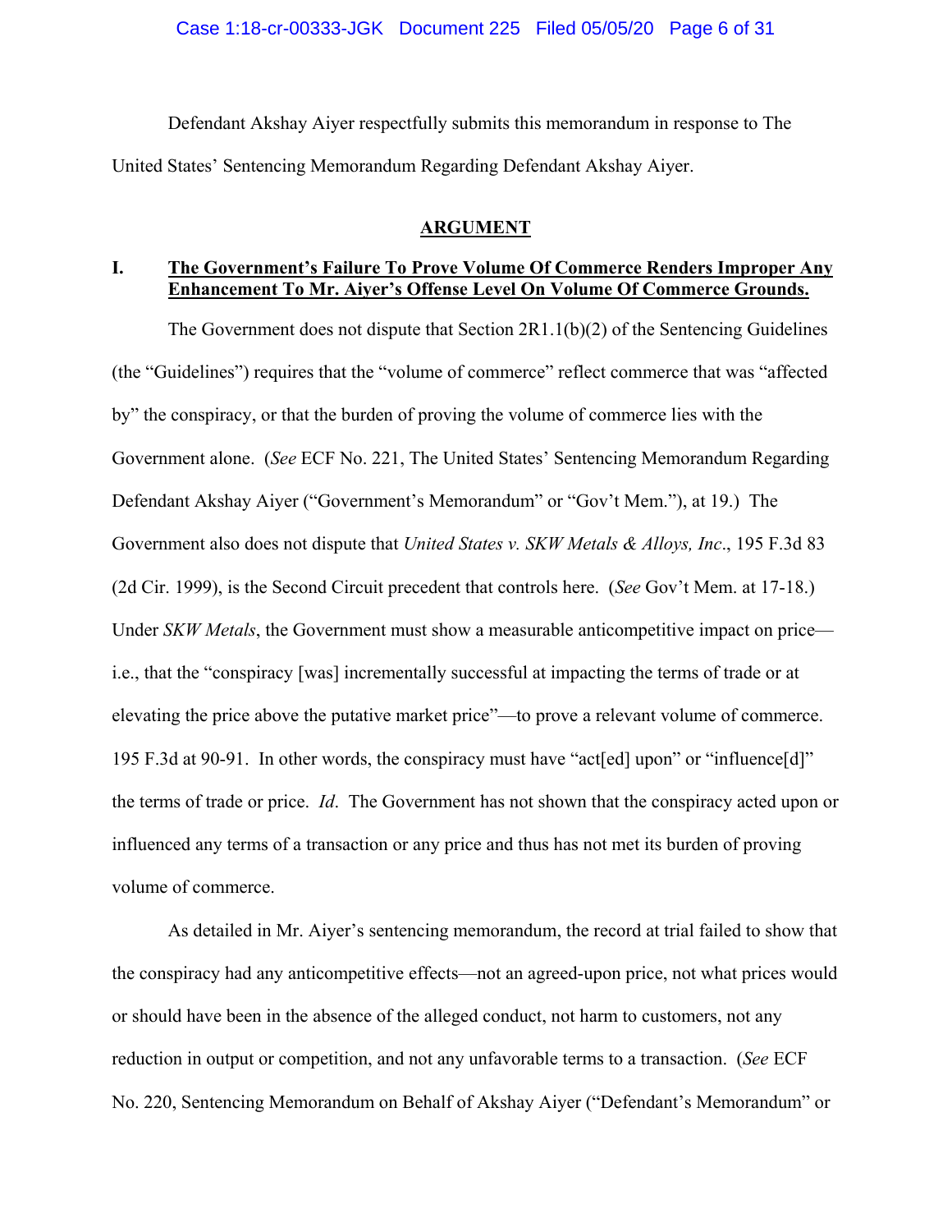Defendant Akshay Aiyer respectfully submits this memorandum in response to The United States' Sentencing Memorandum Regarding Defendant Akshay Aiyer.

## ARGUMENT

### I. The Government's Failure To Prove Volume Of Commerce Renders Improper Any Enhancement To Mr. Aiyer's Offense Level On Volume Of Commerce Grounds.

The Government does not dispute that Section 2R1.1(b)(2) of the Sentencing Guidelines (the "Guidelines") requires that the "volume of commerce" reflect commerce that was "affected by" the conspiracy, or that the burden of proving the volume of commerce lies with the Government alone. (*See* ECF No. 221, The United States' Sentencing Memorandum Regarding Defendant Akshay Aiyer ("Government's Memorandum" or "Gov't Mem."), at 19.) The Government also does not dispute that *United States v. SKW Metals & Alloys, Inc*., 195 F.3d 83 (2d Cir. 1999), is the Second Circuit precedent that controls here. (*See* Gov't Mem. at 17-18.) Under *SKW Metals*, the Government must show a measurable anticompetitive impact on price—i.e., that the "conspiracy [was] incrementally successful at impacting the terms of trade or at elevating the price above the putative market price"—to prove a relevant volume of commerce. 195 F.3d at 90-91. In other words, the conspiracy must have "act[ed] upon" or "influence[d]" the terms of trade or price. *Id*. The Government has not shown that the conspiracy acted upon or influenced any terms of a transaction or any price and thus has not met its burden of proving volume of commerce.

As detailed in Mr. Aiyer's sentencing memorandum, the record at trial failed to show that the conspiracy had any anticompetitive effects—not an agreed-upon price, not what prices would or should have been in the absence of the alleged conduct, not harm to customers, not any reduction in output or competition, and not any unfavorable terms to a transaction. (*See* ECF No. 220, Sentencing Memorandum on Behalf of Akshay Aiyer ("Defendant's Memorandum" or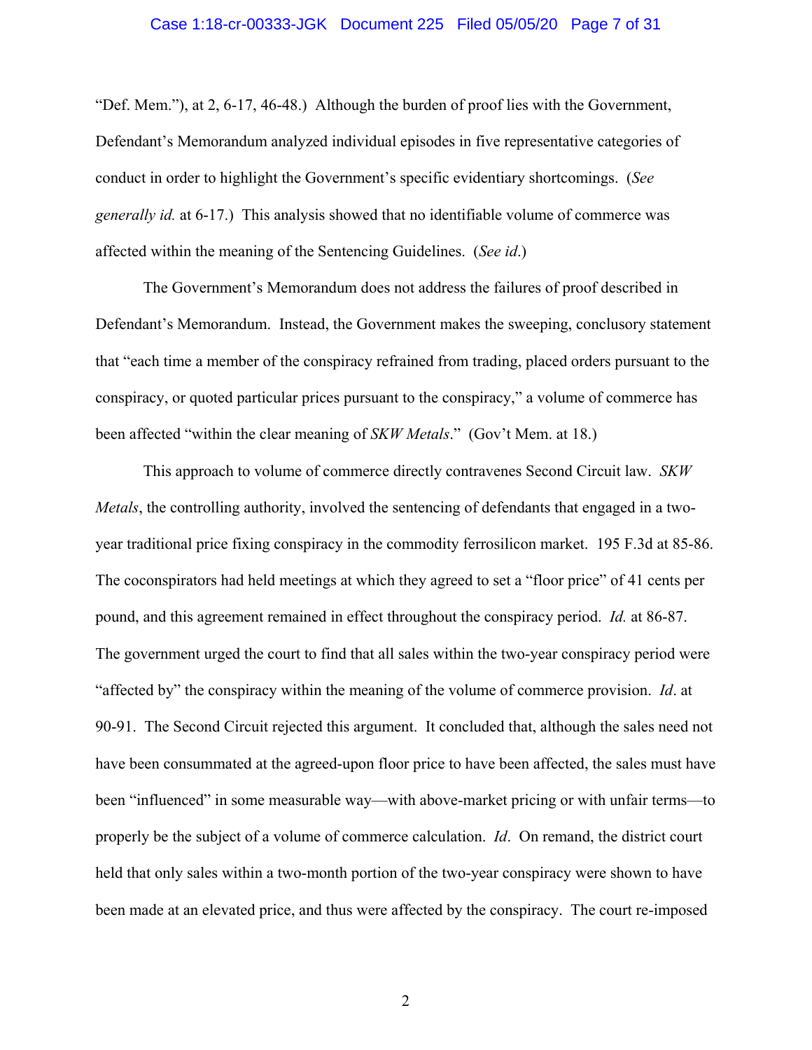"Def. Mem."), at 2, 6-17, 46-48.) Although the burden of proof lies with the Government, Defendant's Memorandum analyzed individual episodes in five representative categories of conduct in order to highlight the Government's specific evidentiary shortcomings. (*See generally id.* at 6-17.) This analysis showed that no identifiable volume of commerce was affected within the meaning of the Sentencing Guidelines. (*See id*.)

The Government's Memorandum does not address the failures of proof described in Defendant's Memorandum. Instead, the Government makes the sweeping, conclusory statement that "each time a member of the conspiracy refrained from trading, placed orders pursuant to the conspiracy, or quoted particular prices pursuant to the conspiracy," a volume of commerce has been affected "within the clear meaning of *SKW Metals*." (Gov't Mem. at 18.)

This approach to volume of commerce directly contravenes Second Circuit law. *SKW Metals*, the controlling authority, involved the sentencing of defendants that engaged in a two-year traditional price fixing conspiracy in the commodity ferrosilicon market. 195 F.3d at 85-86. The coconspirators had held meetings at which they agreed to set a "floor price" of 41 cents per pound, and this agreement remained in effect throughout the conspiracy period. *Id.* at 86-87. The government urged the court to find that all sales within the two-year conspiracy period were "affected by" the conspiracy within the meaning of the volume of commerce provision. *Id*. at 90-91. The Second Circuit rejected this argument. It concluded that, although the sales need not have been consummated at the agreed-upon floor price to have been affected, the sales must have been "influenced" in some measurable way—with above-market pricing or with unfair terms—to properly be the subject of a volume of commerce calculation. *Id*. On remand, the district court held that only sales within a two-month portion of the two-year conspiracy were shown to have been made at an elevated price, and thus were affected by the conspiracy. The court re-imposed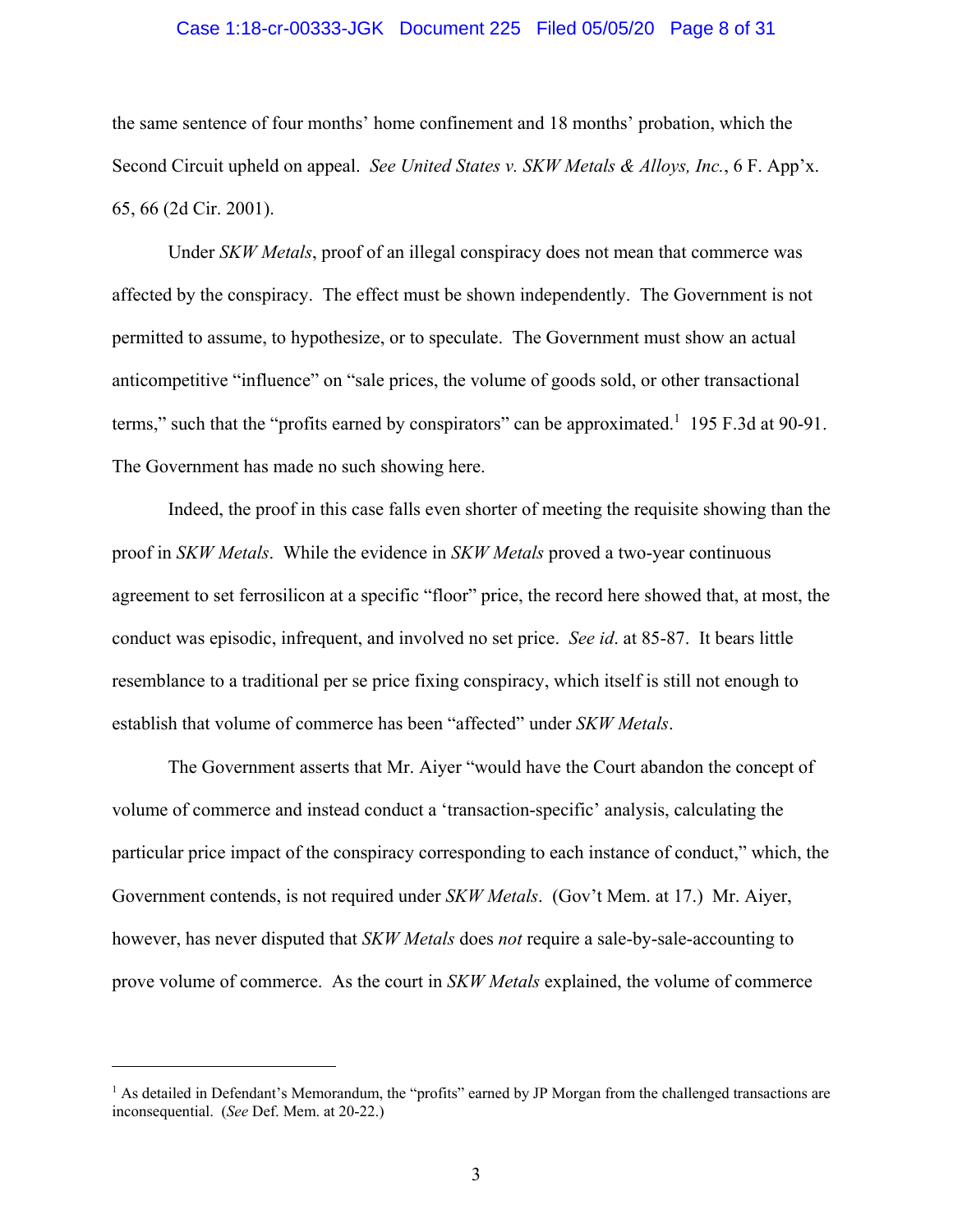the same sentence of four months' home confinement and 18 months' probation, which the Second Circuit upheld on appeal. *See United States v. SKW Metals & Alloys, Inc.*, 6 F. App'x. 65, 66 (2d Cir. 2001).

Under *SKW Metals*, proof of an illegal conspiracy does not mean that commerce was affected by the conspiracy. The effect must be shown independently. The Government is not permitted to assume, to hypothesize, or to speculate. The Government must show an actual anticompetitive "influence" on "sale prices, the volume of goods sold, or other transactional terms," such that the "profits earned by conspirators" can be approximated.[1] 195 F.3d at 90-91. The Government has made no such showing here.

Indeed, the proof in this case falls even shorter of meeting the requisite showing than the proof in *SKW Metals*. While the evidence in *SKW Metals* proved a two-year continuous agreement to set ferrosilicon at a specific "floor" price, the record here showed that, at most, the conduct was episodic, infrequent, and involved no set price. *See id*. at 85-87. It bears little resemblance to a traditional per se price fixing conspiracy, which itself is still not enough to establish that volume of commerce has been "affected" under *SKW Metals*.

The Government asserts that Mr. Aiyer "would have the Court abandon the concept of volume of commerce and instead conduct a 'transaction-specific' analysis, calculating the particular price impact of the conspiracy corresponding to each instance of conduct," which, the Government contends, is not required under *SKW Metals*. (Gov't Mem. at 17.) Mr. Aiyer, however, has never disputed that *SKW Metals* does *not* require a sale-by-sale-accounting to prove volume of commerce. As the court in *SKW Metals* explained, the volume of commerce

---

[1] As detailed in Defendant's Memorandum, the "profits" earned by JP Morgan from the challenged transactions are inconsequential. (*See* Def. Mem. at 20-22.)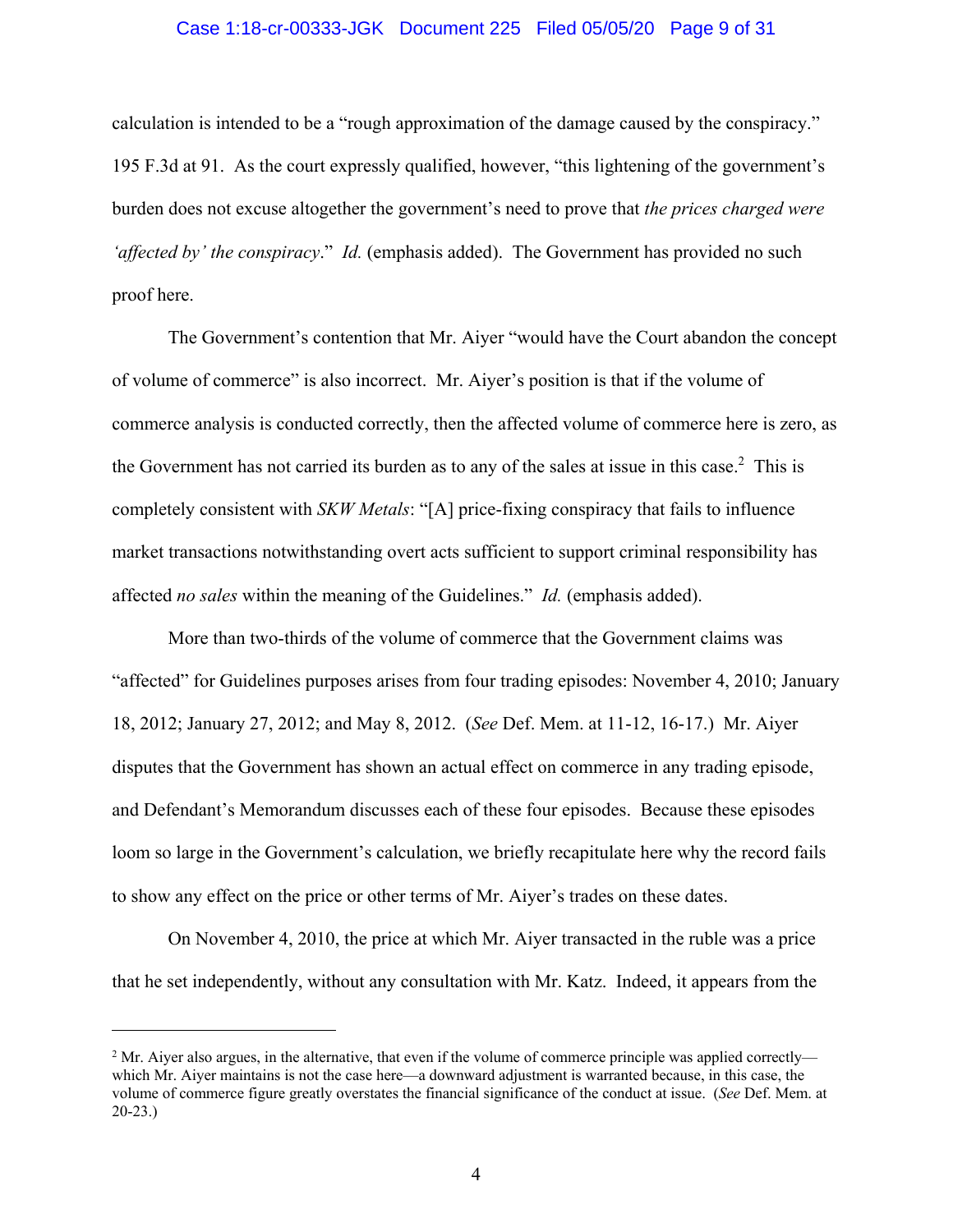calculation is intended to be a "rough approximation of the damage caused by the conspiracy." 195 F.3d at 91. As the court expressly qualified, however, "this lightening of the government's burden does not excuse altogether the government's need to prove that *the prices charged were 'affected by' the conspiracy*." *Id.* (emphasis added). The Government has provided no such proof here.

The Government's contention that Mr. Aiyer "would have the Court abandon the concept of volume of commerce" is also incorrect. Mr. Aiyer's position is that if the volume of commerce analysis is conducted correctly, then the affected volume of commerce here is zero, as the Government has not carried its burden as to any of the sales at issue in this case.[2] This is completely consistent with *SKW Metals*: "[A] price-fixing conspiracy that fails to influence market transactions notwithstanding overt acts sufficient to support criminal responsibility has affected *no sales* within the meaning of the Guidelines." *Id.* (emphasis added).

More than two-thirds of the volume of commerce that the Government claims was "affected" for Guidelines purposes arises from four trading episodes: November 4, 2010; January 18, 2012; January 27, 2012; and May 8, 2012. (*See* Def. Mem. at 11-12, 16-17.) Mr. Aiyer disputes that the Government has shown an actual effect on commerce in any trading episode, and Defendant's Memorandum discusses each of these four episodes. Because these episodes loom so large in the Government's calculation, we briefly recapitulate here why the record fails to show any effect on the price or other terms of Mr. Aiyer's trades on these dates.

On November 4, 2010, the price at which Mr. Aiyer transacted in the ruble was a price that he set independently, without any consultation with Mr. Katz. Indeed, it appears from the

---

[2] Mr. Aiyer also argues, in the alternative, that even if the volume of commerce principle was applied correctly—which Mr. Aiyer maintains is not the case here—a downward adjustment is warranted because, in this case, the volume of commerce figure greatly overstates the financial significance of the conduct at issue. (*See* Def. Mem. at 20-23.)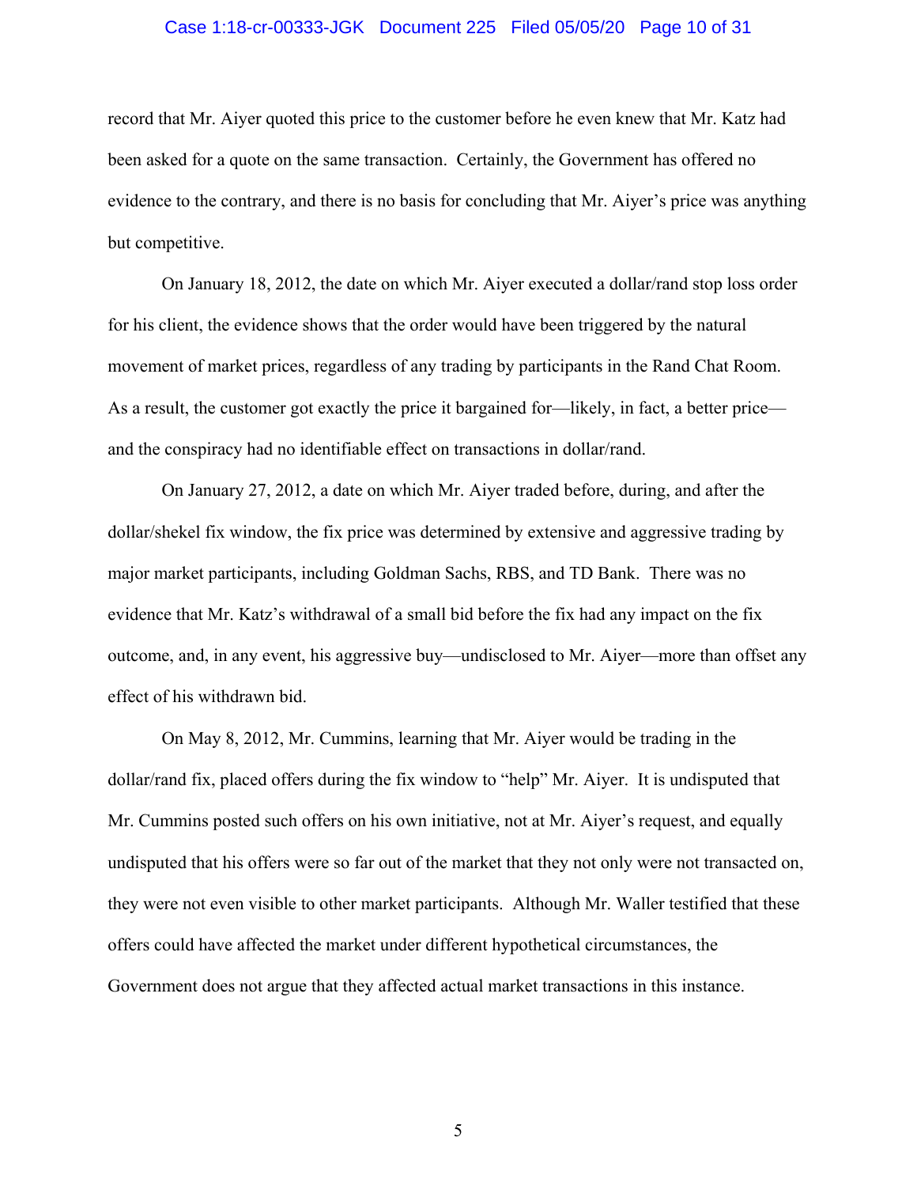record that Mr. Aiyer quoted this price to the customer before he even knew that Mr. Katz had been asked for a quote on the same transaction. Certainly, the Government has offered no evidence to the contrary, and there is no basis for concluding that Mr. Aiyer's price was anything but competitive.

On January 18, 2012, the date on which Mr. Aiyer executed a dollar/rand stop loss order for his client, the evidence shows that the order would have been triggered by the natural movement of market prices, regardless of any trading by participants in the Rand Chat Room. As a result, the customer got exactly the price it bargained for—likely, in fact, a better price—and the conspiracy had no identifiable effect on transactions in dollar/rand.

On January 27, 2012, a date on which Mr. Aiyer traded before, during, and after the dollar/shekel fix window, the fix price was determined by extensive and aggressive trading by major market participants, including Goldman Sachs, RBS, and TD Bank. There was no evidence that Mr. Katz's withdrawal of a small bid before the fix had any impact on the fix outcome, and, in any event, his aggressive buy—undisclosed to Mr. Aiyer—more than offset any effect of his withdrawn bid.

On May 8, 2012, Mr. Cummins, learning that Mr. Aiyer would be trading in the dollar/rand fix, placed offers during the fix window to "help" Mr. Aiyer. It is undisputed that Mr. Cummins posted such offers on his own initiative, not at Mr. Aiyer's request, and equally undisputed that his offers were so far out of the market that they not only were not transacted on, they were not even visible to other market participants. Although Mr. Waller testified that these offers could have affected the market under different hypothetical circumstances, the Government does not argue that they affected actual market transactions in this instance.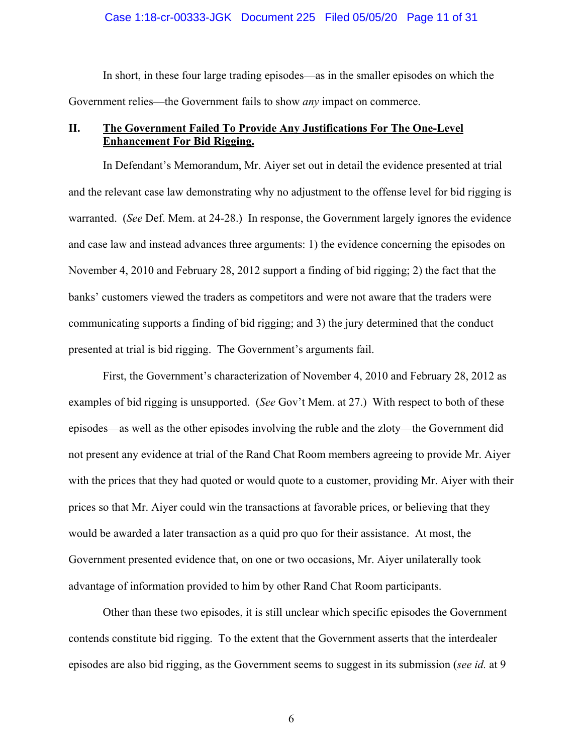In short, in these four large trading episodes—as in the smaller episodes on which the Government relies—the Government fails to show *any* impact on commerce.

## II. <u>The Government Failed To Provide Any Justifications For The One-Level Enhancement For Bid Rigging.</u>

In Defendant's Memorandum, Mr. Aiyer set out in detail the evidence presented at trial and the relevant case law demonstrating why no adjustment to the offense level for bid rigging is warranted. (*See* Def. Mem. at 24-28.) In response, the Government largely ignores the evidence and case law and instead advances three arguments: 1) the evidence concerning the episodes on November 4, 2010 and February 28, 2012 support a finding of bid rigging; 2) the fact that the banks' customers viewed the traders as competitors and were not aware that the traders were communicating supports a finding of bid rigging; and 3) the jury determined that the conduct presented at trial is bid rigging. The Government's arguments fail.

First, the Government's characterization of November 4, 2010 and February 28, 2012 as examples of bid rigging is unsupported. (*See* Gov't Mem. at 27.) With respect to both of these episodes—as well as the other episodes involving the ruble and the zloty—the Government did not present any evidence at trial of the Rand Chat Room members agreeing to provide Mr. Aiyer with the prices that they had quoted or would quote to a customer, providing Mr. Aiyer with their prices so that Mr. Aiyer could win the transactions at favorable prices, or believing that they would be awarded a later transaction as a quid pro quo for their assistance. At most, the Government presented evidence that, on one or two occasions, Mr. Aiyer unilaterally took advantage of information provided to him by other Rand Chat Room participants.

Other than these two episodes, it is still unclear which specific episodes the Government contends constitute bid rigging. To the extent that the Government asserts that the interdealer episodes are also bid rigging, as the Government seems to suggest in its submission (*see id.* at 9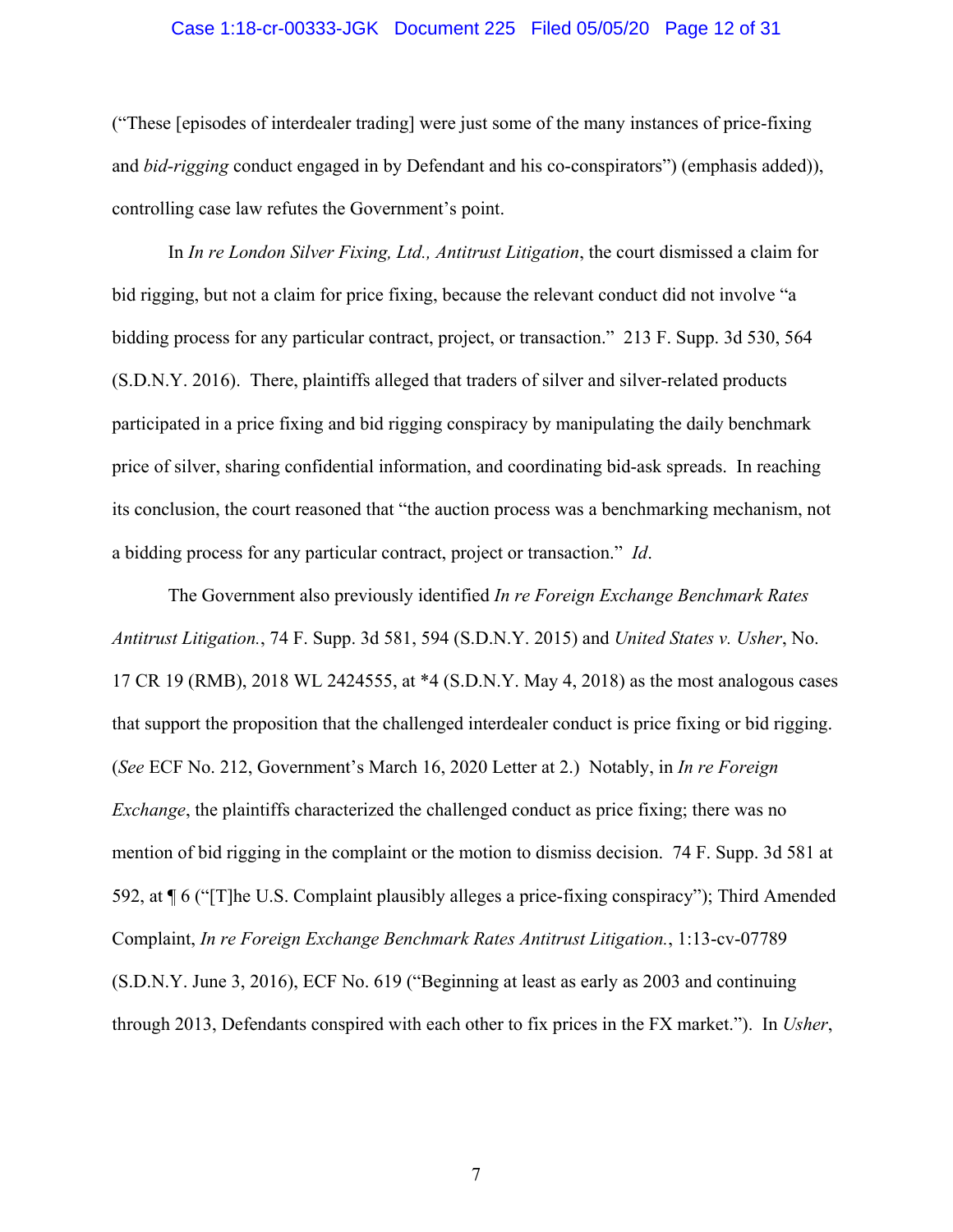("These [episodes of interdealer trading] were just some of the many instances of price-fixing and *bid-rigging* conduct engaged in by Defendant and his co-conspirators") (emphasis added)), controlling case law refutes the Government's point.

In *In re London Silver Fixing, Ltd., Antitrust Litigation*, the court dismissed a claim for bid rigging, but not a claim for price fixing, because the relevant conduct did not involve "a bidding process for any particular contract, project, or transaction." 213 F. Supp. 3d 530, 564 (S.D.N.Y. 2016). There, plaintiffs alleged that traders of silver and silver-related products participated in a price fixing and bid rigging conspiracy by manipulating the daily benchmark price of silver, sharing confidential information, and coordinating bid-ask spreads. In reaching its conclusion, the court reasoned that "the auction process was a benchmarking mechanism, not a bidding process for any particular contract, project or transaction." *Id*.

The Government also previously identified *In re Foreign Exchange Benchmark Rates Antitrust Litigation.*, 74 F. Supp. 3d 581, 594 (S.D.N.Y. 2015) and *United States v. Usher*, No. 17 CR 19 (RMB), 2018 WL 2424555, at *4 (S.D.N.Y. May 4, 2018) as the most analogous cases that support the proposition that the challenged interdealer conduct is price fixing or bid rigging. (*See* ECF No. 212, Government's March 16, 2020 Letter at 2.) Notably, in *In re Foreign Exchange*, the plaintiffs characterized the challenged conduct as price fixing; there was no mention of bid rigging in the complaint or the motion to dismiss decision. 74 F. Supp. 3d 581 at 592, at ¶ 6 ("[T]he U.S. Complaint plausibly alleges a price-fixing conspiracy"); Third Amended Complaint, *In re Foreign Exchange Benchmark Rates Antitrust Litigation.*, 1:13-cv-07789 (S.D.N.Y. June 3, 2016), ECF No. 619 ("Beginning at least as early as 2003 and continuing through 2013, Defendants conspired with each other to fix prices in the FX market."). In *Usher*,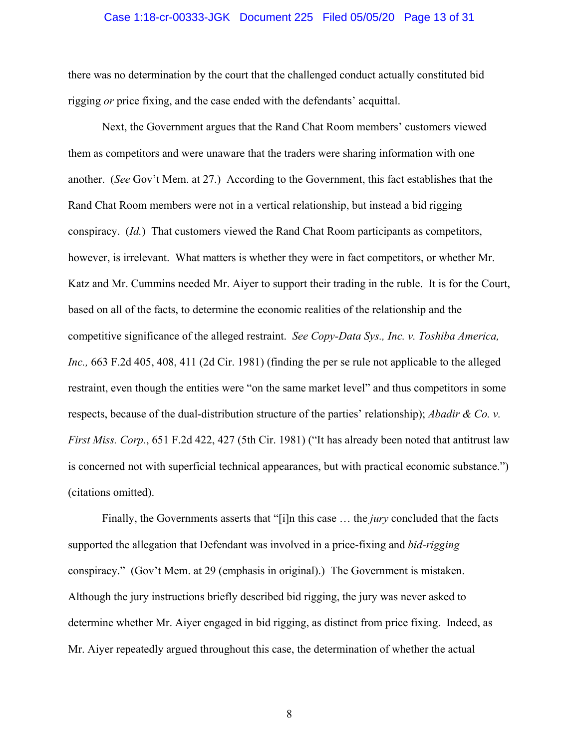there was no determination by the court that the challenged conduct actually constituted bid rigging *or* price fixing, and the case ended with the defendants' acquittal.

Next, the Government argues that the Rand Chat Room members' customers viewed them as competitors and were unaware that the traders were sharing information with one another. (*See* Gov't Mem. at 27.) According to the Government, this fact establishes that the Rand Chat Room members were not in a vertical relationship, but instead a bid rigging conspiracy. (*Id.*) That customers viewed the Rand Chat Room participants as competitors, however, is irrelevant. What matters is whether they were in fact competitors, or whether Mr. Katz and Mr. Cummins needed Mr. Aiyer to support their trading in the ruble. It is for the Court, based on all of the facts, to determine the economic realities of the relationship and the competitive significance of the alleged restraint. *See Copy-Data Sys., Inc. v. Toshiba America, Inc.,* 663 F.2d 405, 408, 411 (2d Cir. 1981) (finding the per se rule not applicable to the alleged restraint, even though the entities were "on the same market level" and thus competitors in some respects, because of the dual-distribution structure of the parties' relationship); *Abadir & Co. v. First Miss. Corp.*, 651 F.2d 422, 427 (5th Cir. 1981) ("It has already been noted that antitrust law is concerned not with superficial technical appearances, but with practical economic substance.") (citations omitted).

Finally, the Governments asserts that "[i]n this case … the *jury* concluded that the facts supported the allegation that Defendant was involved in a price-fixing and *bid-rigging* conspiracy." (Gov't Mem. at 29 (emphasis in original).) The Government is mistaken. Although the jury instructions briefly described bid rigging, the jury was never asked to determine whether Mr. Aiyer engaged in bid rigging, as distinct from price fixing. Indeed, as Mr. Aiyer repeatedly argued throughout this case, the determination of whether the actual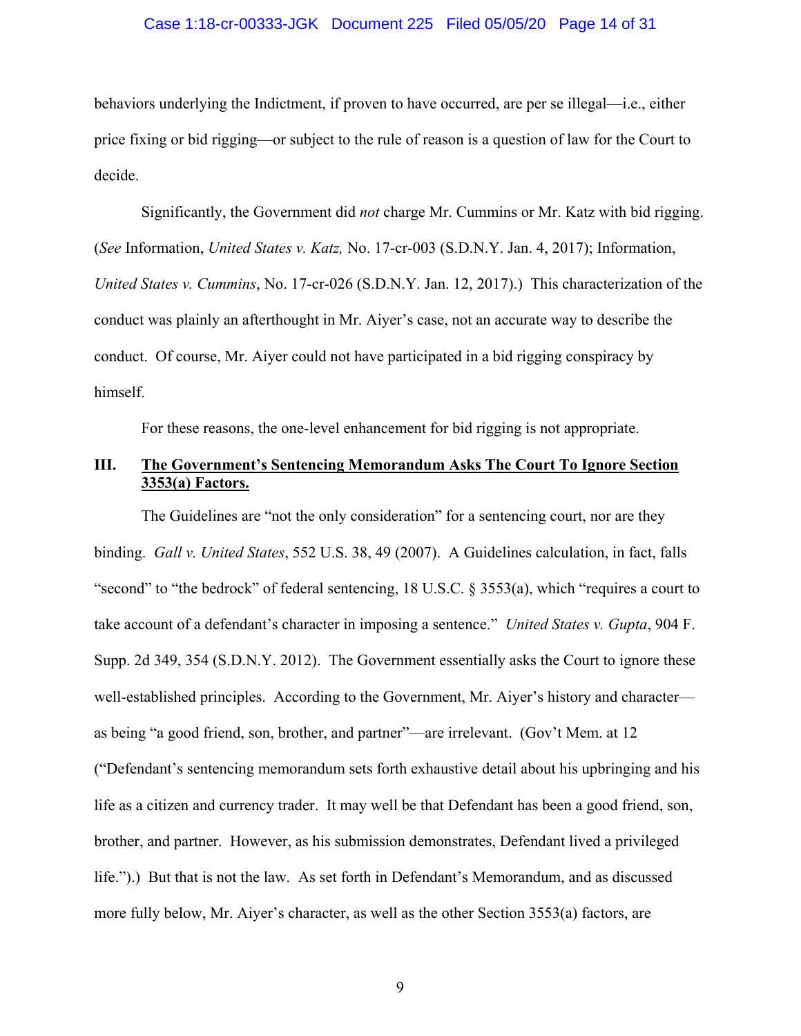behaviors underlying the Indictment, if proven to have occurred, are per se illegal—i.e., either price fixing or bid rigging—or subject to the rule of reason is a question of law for the Court to decide.

Significantly, the Government did *not* charge Mr. Cummins or Mr. Katz with bid rigging. (*See* Information, *United States v. Katz,* No. 17-cr-003 (S.D.N.Y. Jan. 4, 2017); Information, *United States v. Cummins*, No. 17-cr-026 (S.D.N.Y. Jan. 12, 2017).) This characterization of the conduct was plainly an afterthought in Mr. Aiyer's case, not an accurate way to describe the conduct. Of course, Mr. Aiyer could not have participated in a bid rigging conspiracy by himself.

For these reasons, the one-level enhancement for bid rigging is not appropriate.

## III. <u>The Government's Sentencing Memorandum Asks The Court To Ignore Section 3353(a) Factors.</u>

The Guidelines are "not the only consideration" for a sentencing court, nor are they binding. *Gall v. United States*, 552 U.S. 38, 49 (2007). A Guidelines calculation, in fact, falls "second" to "the bedrock" of federal sentencing, 18 U.S.C. § 3553(a), which "requires a court to take account of a defendant's character in imposing a sentence." *United States v. Gupta*, 904 F. Supp. 2d 349, 354 (S.D.N.Y. 2012). The Government essentially asks the Court to ignore these well-established principles. According to the Government, Mr. Aiyer's history and character—as being "a good friend, son, brother, and partner"—are irrelevant. (Gov't Mem. at 12 ("Defendant's sentencing memorandum sets forth exhaustive detail about his upbringing and his life as a citizen and currency trader. It may well be that Defendant has been a good friend, son, brother, and partner. However, as his submission demonstrates, Defendant lived a privileged life.").) But that is not the law. As set forth in Defendant's Memorandum, and as discussed more fully below, Mr. Aiyer's character, as well as the other Section 3553(a) factors, are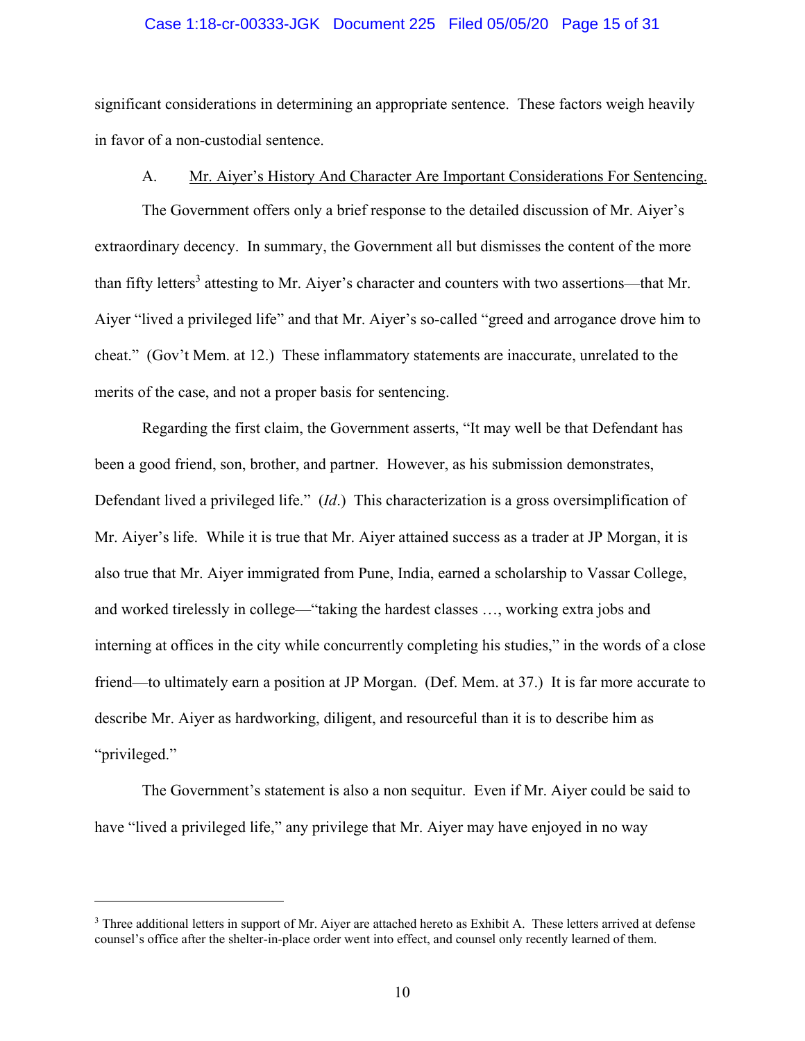significant considerations in determining an appropriate sentence. These factors weigh heavily in favor of a non-custodial sentence.

A. Mr. Aiyer's History And Character Are Important Considerations For Sentencing.

The Government offers only a brief response to the detailed discussion of Mr. Aiyer's extraordinary decency. In summary, the Government all but dismisses the content of the more than fifty letters[3] attesting to Mr. Aiyer's character and counters with two assertions—that Mr. Aiyer "lived a privileged life" and that Mr. Aiyer's so-called "greed and arrogance drove him to cheat." (Gov't Mem. at 12.) These inflammatory statements are inaccurate, unrelated to the merits of the case, and not a proper basis for sentencing.

Regarding the first claim, the Government asserts, "It may well be that Defendant has been a good friend, son, brother, and partner. However, as his submission demonstrates, Defendant lived a privileged life." (*Id*.) This characterization is a gross oversimplification of Mr. Aiyer's life. While it is true that Mr. Aiyer attained success as a trader at JP Morgan, it is also true that Mr. Aiyer immigrated from Pune, India, earned a scholarship to Vassar College, and worked tirelessly in college—"taking the hardest classes …, working extra jobs and interning at offices in the city while concurrently completing his studies," in the words of a close friend—to ultimately earn a position at JP Morgan. (Def. Mem. at 37.) It is far more accurate to describe Mr. Aiyer as hardworking, diligent, and resourceful than it is to describe him as "privileged."

The Government's statement is also a non sequitur. Even if Mr. Aiyer could be said to have "lived a privileged life," any privilege that Mr. Aiyer may have enjoyed in no way

[3] Three additional letters in support of Mr. Aiyer are attached hereto as Exhibit A. These letters arrived at defense counsel's office after the shelter-in-place order went into effect, and counsel only recently learned of them.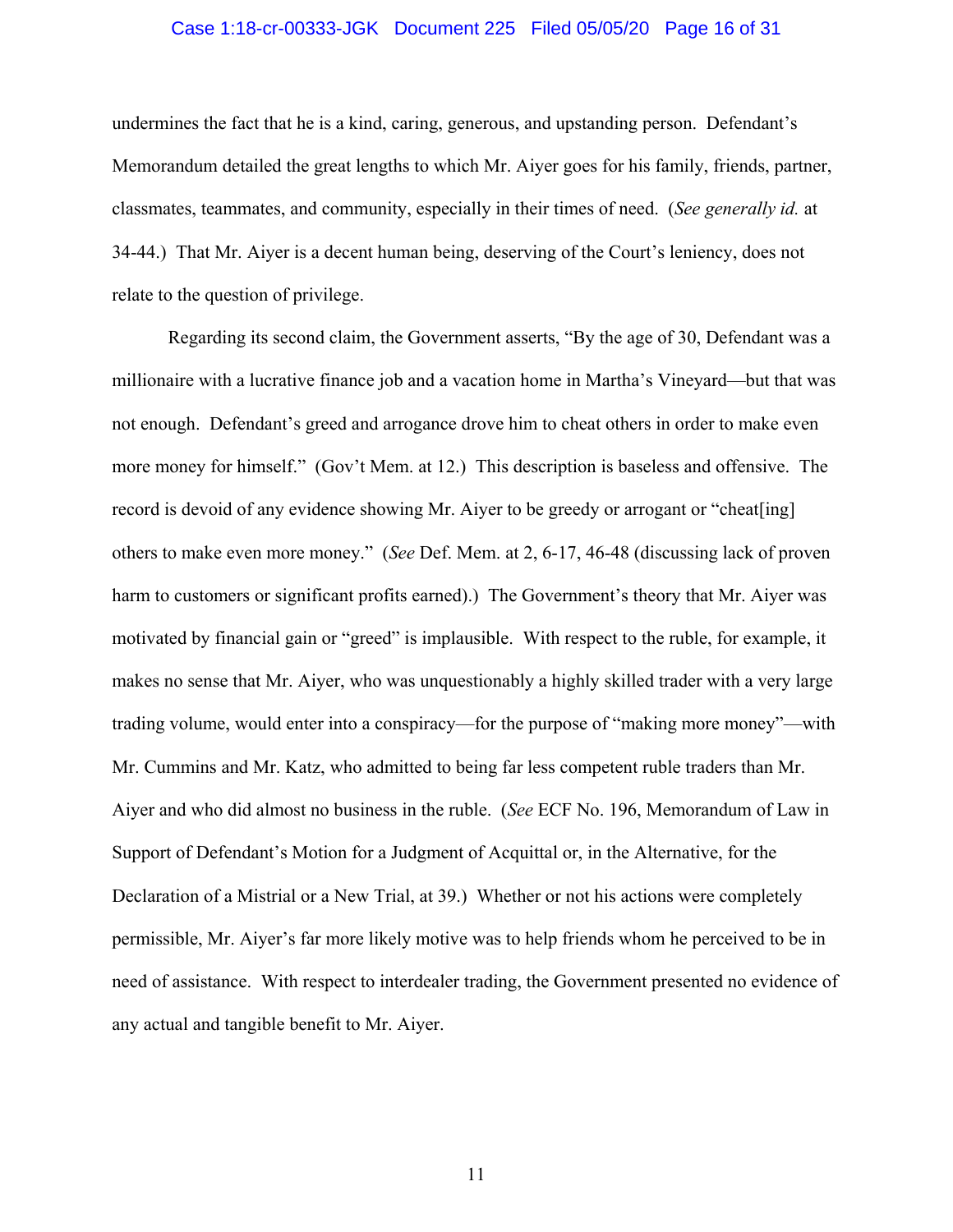undermines the fact that he is a kind, caring, generous, and upstanding person. Defendant's Memorandum detailed the great lengths to which Mr. Aiyer goes for his family, friends, partner, classmates, teammates, and community, especially in their times of need. (*See generally id.* at 34-44.) That Mr. Aiyer is a decent human being, deserving of the Court's leniency, does not relate to the question of privilege.

Regarding its second claim, the Government asserts, "By the age of 30, Defendant was a millionaire with a lucrative finance job and a vacation home in Martha's Vineyard—but that was not enough. Defendant's greed and arrogance drove him to cheat others in order to make even more money for himself." (Gov't Mem. at 12.) This description is baseless and offensive. The record is devoid of any evidence showing Mr. Aiyer to be greedy or arrogant or "cheat[ing] others to make even more money." (*See* Def. Mem. at 2, 6-17, 46-48 (discussing lack of proven harm to customers or significant profits earned).) The Government's theory that Mr. Aiyer was motivated by financial gain or "greed" is implausible. With respect to the ruble, for example, it makes no sense that Mr. Aiyer, who was unquestionably a highly skilled trader with a very large trading volume, would enter into a conspiracy—for the purpose of "making more money"—with Mr. Cummins and Mr. Katz, who admitted to being far less competent ruble traders than Mr. Aiyer and who did almost no business in the ruble. (*See* ECF No. 196, Memorandum of Law in Support of Defendant's Motion for a Judgment of Acquittal or, in the Alternative, for the Declaration of a Mistrial or a New Trial, at 39.) Whether or not his actions were completely permissible, Mr. Aiyer's far more likely motive was to help friends whom he perceived to be in need of assistance. With respect to interdealer trading, the Government presented no evidence of any actual and tangible benefit to Mr. Aiyer.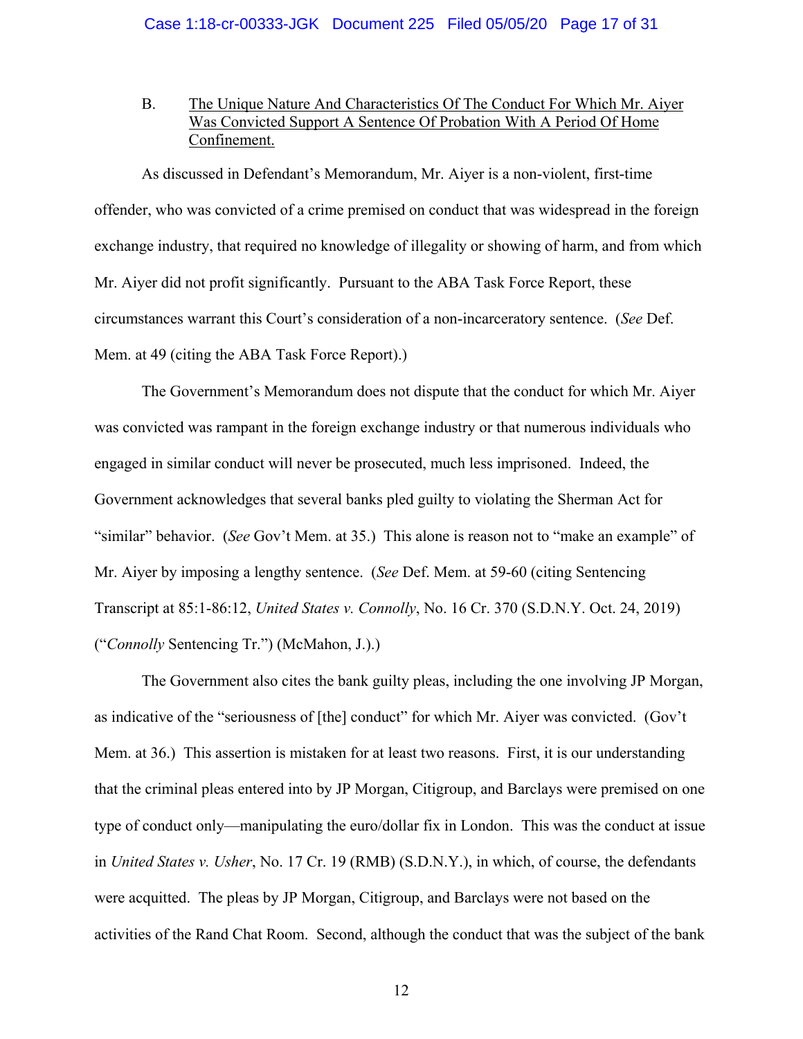B. <u>The Unique Nature And Characteristics Of The Conduct For Which Mr. Aiyer Was Convicted Support A Sentence Of Probation With A Period Of Home Confinement.</u>

As discussed in Defendant's Memorandum, Mr. Aiyer is a non-violent, first-time offender, who was convicted of a crime premised on conduct that was widespread in the foreign exchange industry, that required no knowledge of illegality or showing of harm, and from which Mr. Aiyer did not profit significantly. Pursuant to the ABA Task Force Report, these circumstances warrant this Court's consideration of a non-incarceratory sentence. (*See* Def. Mem. at 49 (citing the ABA Task Force Report).)

The Government's Memorandum does not dispute that the conduct for which Mr. Aiyer was convicted was rampant in the foreign exchange industry or that numerous individuals who engaged in similar conduct will never be prosecuted, much less imprisoned. Indeed, the Government acknowledges that several banks pled guilty to violating the Sherman Act for "similar" behavior. (*See* Gov't Mem. at 35.) This alone is reason not to "make an example" of Mr. Aiyer by imposing a lengthy sentence. (*See* Def. Mem. at 59-60 (citing Sentencing Transcript at 85:1-86:12, *United States v. Connolly*, No. 16 Cr. 370 (S.D.N.Y. Oct. 24, 2019) ("*Connolly* Sentencing Tr.") (McMahon, J.).)

The Government also cites the bank guilty pleas, including the one involving JP Morgan, as indicative of the "seriousness of [the] conduct" for which Mr. Aiyer was convicted. (Gov't Mem. at 36.) This assertion is mistaken for at least two reasons. First, it is our understanding that the criminal pleas entered into by JP Morgan, Citigroup, and Barclays were premised on one type of conduct only—manipulating the euro/dollar fix in London. This was the conduct at issue in *United States v. Usher*, No. 17 Cr. 19 (RMB) (S.D.N.Y.), in which, of course, the defendants were acquitted. The pleas by JP Morgan, Citigroup, and Barclays were not based on the activities of the Rand Chat Room. Second, although the conduct that was the subject of the bank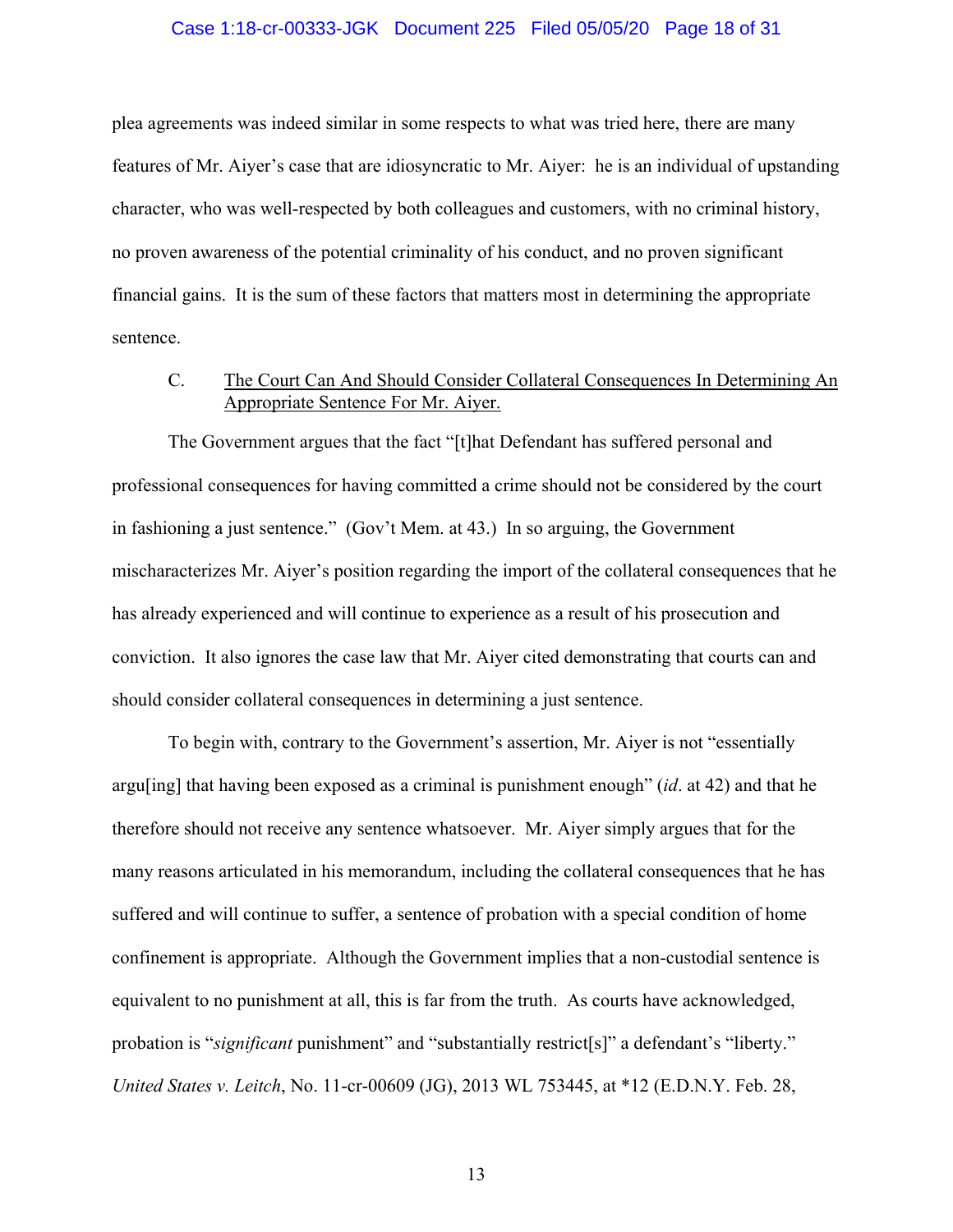plea agreements was indeed similar in some respects to what was tried here, there are many features of Mr. Aiyer's case that are idiosyncratic to Mr. Aiyer: he is an individual of upstanding character, who was well-respected by both colleagues and customers, with no criminal history, no proven awareness of the potential criminality of his conduct, and no proven significant financial gains. It is the sum of these factors that matters most in determining the appropriate sentence.

### C. The Court Can And Should Consider Collateral Consequences In Determining An Appropriate Sentence For Mr. Aiyer.

The Government argues that the fact "[t]hat Defendant has suffered personal and professional consequences for having committed a crime should not be considered by the court in fashioning a just sentence." (Gov't Mem. at 43.) In so arguing, the Government mischaracterizes Mr. Aiyer's position regarding the import of the collateral consequences that he has already experienced and will continue to experience as a result of his prosecution and conviction. It also ignores the case law that Mr. Aiyer cited demonstrating that courts can and should consider collateral consequences in determining a just sentence.

To begin with, contrary to the Government's assertion, Mr. Aiyer is not "essentially argu[ing] that having been exposed as a criminal is punishment enough" (*id*. at 42) and that he therefore should not receive any sentence whatsoever. Mr. Aiyer simply argues that for the many reasons articulated in his memorandum, including the collateral consequences that he has suffered and will continue to suffer, a sentence of probation with a special condition of home confinement is appropriate. Although the Government implies that a non-custodial sentence is equivalent to no punishment at all, this is far from the truth. As courts have acknowledged, probation is "*significant* punishment" and "substantially restrict[s]" a defendant's "liberty." *United States v. Leitch*, No. 11-cr-00609 (JG), 2013 WL 753445, at *12 (E.D.N.Y. Feb. 28,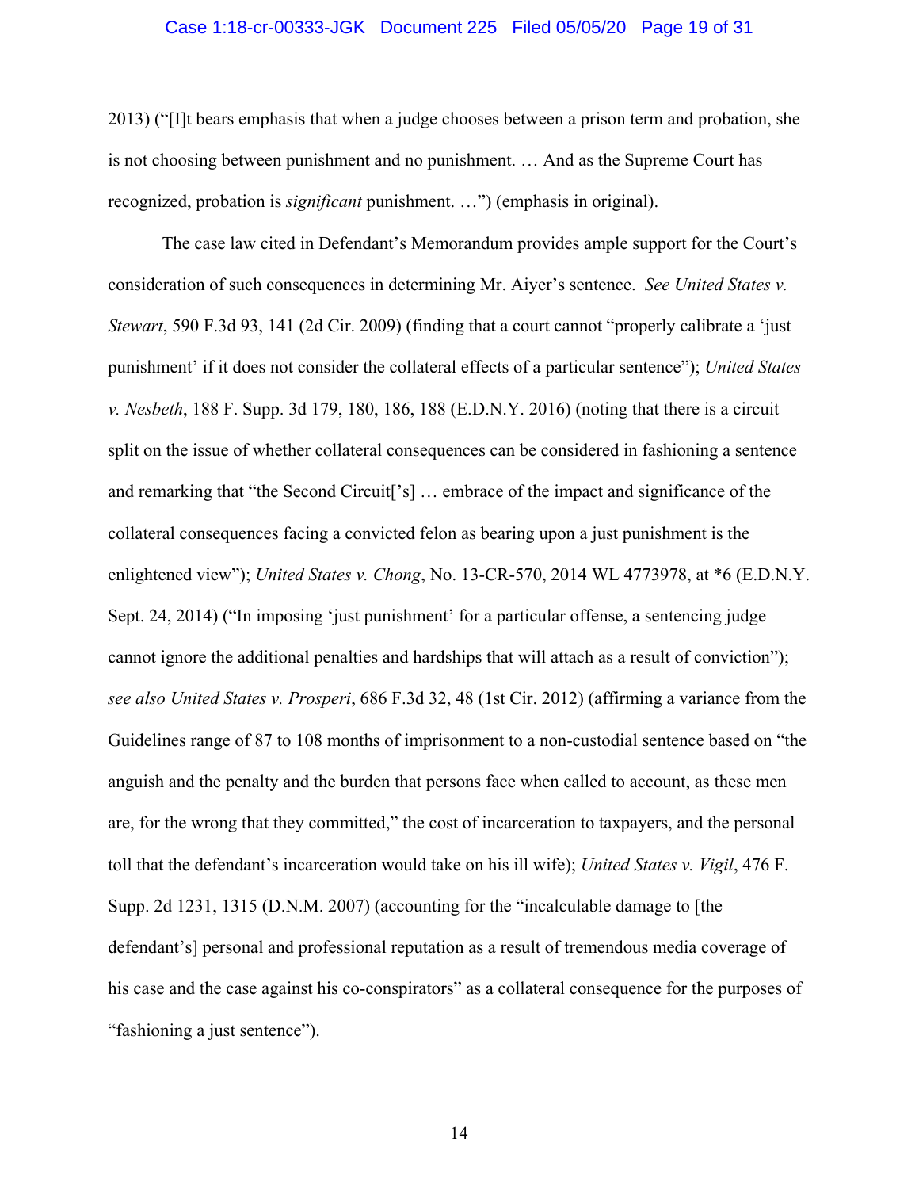2013) ("[I]t bears emphasis that when a judge chooses between a prison term and probation, she is not choosing between punishment and no punishment. … And as the Supreme Court has recognized, probation is *significant* punishment. …") (emphasis in original).

The case law cited in Defendant's Memorandum provides ample support for the Court's consideration of such consequences in determining Mr. Aiyer's sentence. *See United States v. Stewart*, 590 F.3d 93, 141 (2d Cir. 2009) (finding that a court cannot "properly calibrate a 'just punishment' if it does not consider the collateral effects of a particular sentence"); *United States v. Nesbeth*, 188 F. Supp. 3d 179, 180, 186, 188 (E.D.N.Y. 2016) (noting that there is a circuit split on the issue of whether collateral consequences can be considered in fashioning a sentence and remarking that "the Second Circuit['s] … embrace of the impact and significance of the collateral consequences facing a convicted felon as bearing upon a just punishment is the enlightened view"); *United States v. Chong*, No. 13-CR-570, 2014 WL 4773978, at *6 (E.D.N.Y. Sept. 24, 2014) ("In imposing 'just punishment' for a particular offense, a sentencing judge cannot ignore the additional penalties and hardships that will attach as a result of conviction"); *see also United States v. Prosperi*, 686 F.3d 32, 48 (1st Cir. 2012) (affirming a variance from the Guidelines range of 87 to 108 months of imprisonment to a non-custodial sentence based on "the anguish and the penalty and the burden that persons face when called to account, as these men are, for the wrong that they committed," the cost of incarceration to taxpayers, and the personal toll that the defendant's incarceration would take on his ill wife); *United States v. Vigil*, 476 F. Supp. 2d 1231, 1315 (D.N.M. 2007) (accounting for the "incalculable damage to [the defendant's] personal and professional reputation as a result of tremendous media coverage of his case and the case against his co-conspirators" as a collateral consequence for the purposes of "fashioning a just sentence").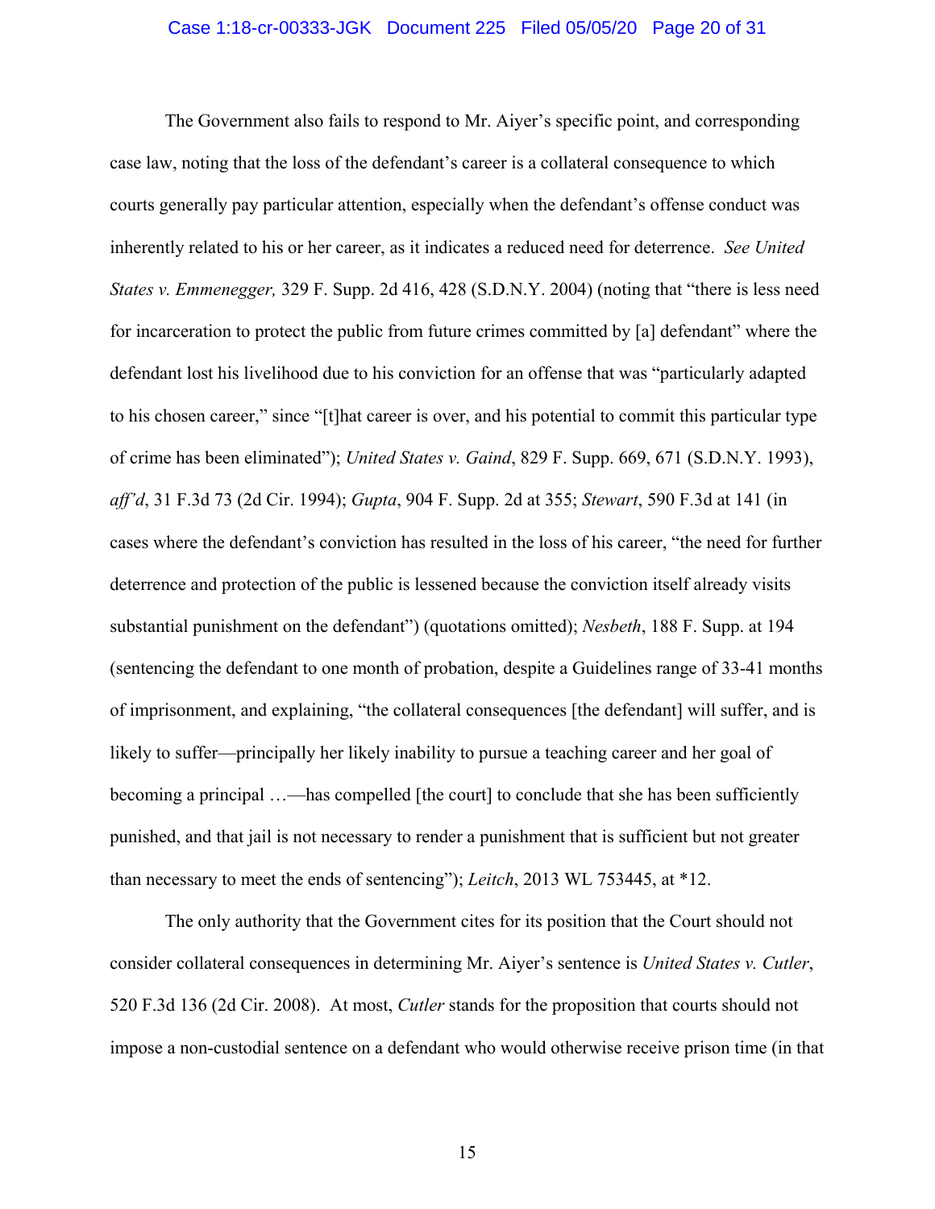The Government also fails to respond to Mr. Aiyer's specific point, and corresponding case law, noting that the loss of the defendant's career is a collateral consequence to which courts generally pay particular attention, especially when the defendant's offense conduct was inherently related to his or her career, as it indicates a reduced need for deterrence. *See United States v. Emmenegger,* 329 F. Supp. 2d 416, 428 (S.D.N.Y. 2004) (noting that "there is less need for incarceration to protect the public from future crimes committed by [a] defendant" where the defendant lost his livelihood due to his conviction for an offense that was "particularly adapted to his chosen career," since "[t]hat career is over, and his potential to commit this particular type of crime has been eliminated"); *United States v. Gaind*, 829 F. Supp. 669, 671 (S.D.N.Y. 1993), *aff'd*, 31 F.3d 73 (2d Cir. 1994); *Gupta*, 904 F. Supp. 2d at 355; *Stewart*, 590 F.3d at 141 (in cases where the defendant's conviction has resulted in the loss of his career, "the need for further deterrence and protection of the public is lessened because the conviction itself already visits substantial punishment on the defendant") (quotations omitted); *Nesbeth*, 188 F. Supp. at 194 (sentencing the defendant to one month of probation, despite a Guidelines range of 33-41 months of imprisonment, and explaining, "the collateral consequences [the defendant] will suffer, and is likely to suffer—principally her likely inability to pursue a teaching career and her goal of becoming a principal …—has compelled [the court] to conclude that she has been sufficiently punished, and that jail is not necessary to render a punishment that is sufficient but not greater than necessary to meet the ends of sentencing"); *Leitch*, 2013 WL 753445, at *12.

The only authority that the Government cites for its position that the Court should not consider collateral consequences in determining Mr. Aiyer's sentence is *United States v. Cutler*, 520 F.3d 136 (2d Cir. 2008). At most, *Cutler* stands for the proposition that courts should not impose a non-custodial sentence on a defendant who would otherwise receive prison time (in that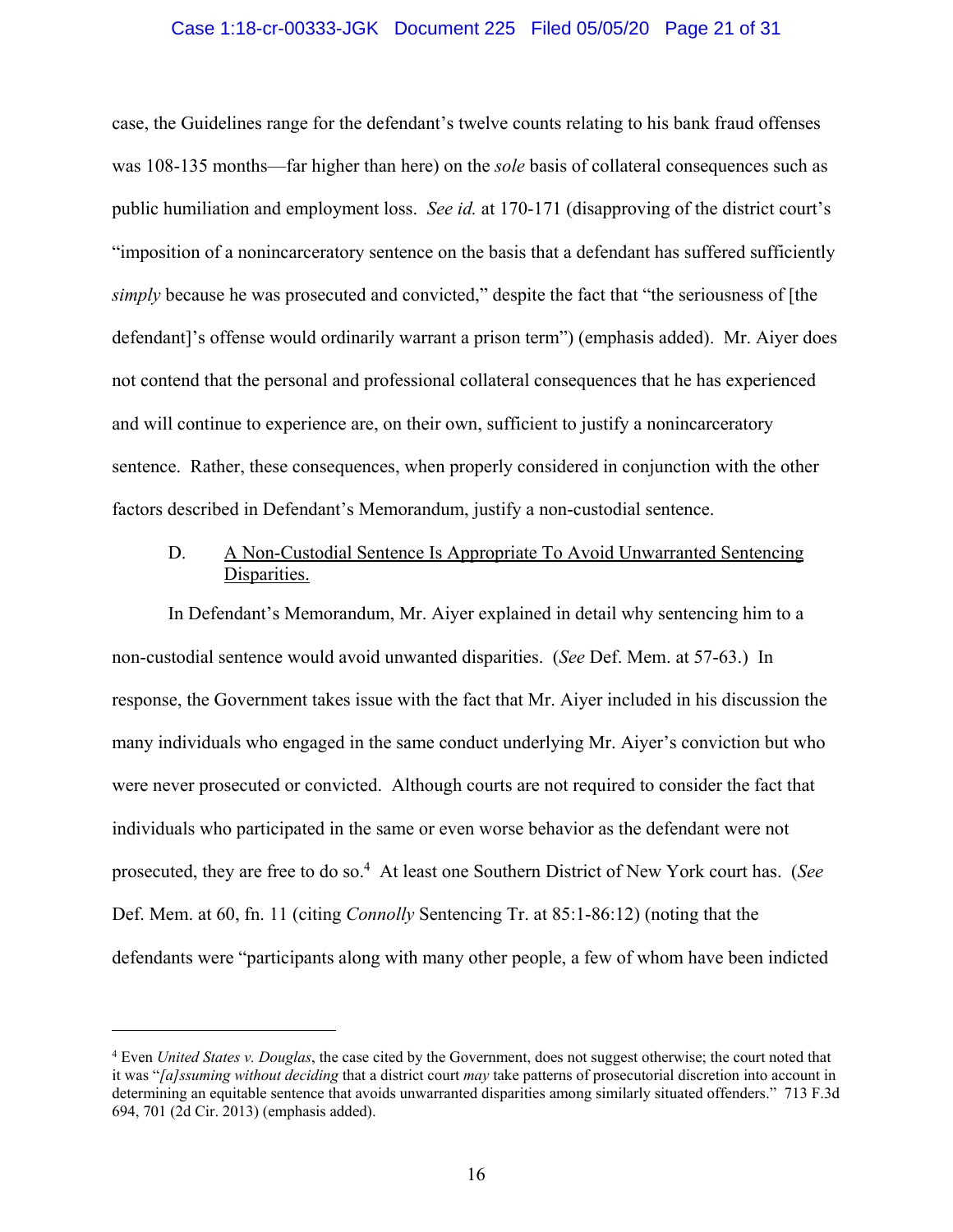case, the Guidelines range for the defendant's twelve counts relating to his bank fraud offenses was 108-135 months—far higher than here) on the *sole* basis of collateral consequences such as public humiliation and employment loss. *See id.* at 170-171 (disapproving of the district court's "imposition of a nonincarceratory sentence on the basis that a defendant has suffered sufficiently *simply* because he was prosecuted and convicted," despite the fact that "the seriousness of [the defendant]'s offense would ordinarily warrant a prison term") (emphasis added). Mr. Aiyer does not contend that the personal and professional collateral consequences that he has experienced and will continue to experience are, on their own, sufficient to justify a nonincarceratory sentence. Rather, these consequences, when properly considered in conjunction with the other factors described in Defendant's Memorandum, justify a non-custodial sentence.

D. <u>A Non-Custodial Sentence Is Appropriate To Avoid Unwarranted Sentencing Disparities.</u>

In Defendant's Memorandum, Mr. Aiyer explained in detail why sentencing him to a non-custodial sentence would avoid unwanted disparities. (*See* Def. Mem. at 57-63.) In response, the Government takes issue with the fact that Mr. Aiyer included in his discussion the many individuals who engaged in the same conduct underlying Mr. Aiyer's conviction but who were never prosecuted or convicted. Although courts are not required to consider the fact that individuals who participated in the same or even worse behavior as the defendant were not prosecuted, they are free to do so.[4] At least one Southern District of New York court has. (*See* Def. Mem. at 60, fn. 11 (citing *Connolly* Sentencing Tr. at 85:1-86:12) (noting that the defendants were "participants along with many other people, a few of whom have been indicted

---

[4] Even *United States v. Douglas*, the case cited by the Government, does not suggest otherwise; the court noted that it was "*[a]ssuming without deciding* that a district court *may* take patterns of prosecutorial discretion into account in determining an equitable sentence that avoids unwarranted disparities among similarly situated offenders." 713 F.3d 694, 701 (2d Cir. 2013) (emphasis added).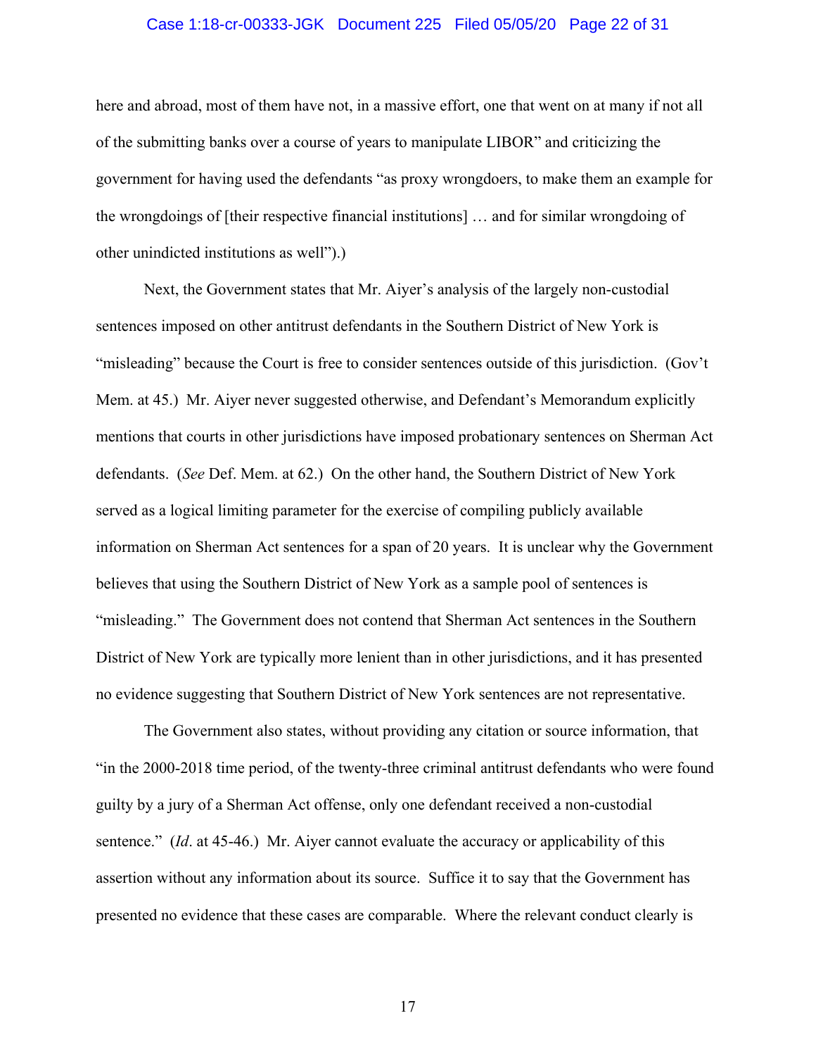here and abroad, most of them have not, in a massive effort, one that went on at many if not all of the submitting banks over a course of years to manipulate LIBOR" and criticizing the government for having used the defendants "as proxy wrongdoers, to make them an example for the wrongdoings of [their respective financial institutions] … and for similar wrongdoing of other unindicted institutions as well").)

Next, the Government states that Mr. Aiyer's analysis of the largely non-custodial sentences imposed on other antitrust defendants in the Southern District of New York is "misleading" because the Court is free to consider sentences outside of this jurisdiction. (Gov't Mem. at 45.) Mr. Aiyer never suggested otherwise, and Defendant's Memorandum explicitly mentions that courts in other jurisdictions have imposed probationary sentences on Sherman Act defendants. (*See* Def. Mem. at 62.) On the other hand, the Southern District of New York served as a logical limiting parameter for the exercise of compiling publicly available information on Sherman Act sentences for a span of 20 years. It is unclear why the Government believes that using the Southern District of New York as a sample pool of sentences is "misleading." The Government does not contend that Sherman Act sentences in the Southern District of New York are typically more lenient than in other jurisdictions, and it has presented no evidence suggesting that Southern District of New York sentences are not representative.

The Government also states, without providing any citation or source information, that "in the 2000-2018 time period, of the twenty-three criminal antitrust defendants who were found guilty by a jury of a Sherman Act offense, only one defendant received a non-custodial sentence." (*Id*. at 45-46.) Mr. Aiyer cannot evaluate the accuracy or applicability of this assertion without any information about its source. Suffice it to say that the Government has presented no evidence that these cases are comparable. Where the relevant conduct clearly is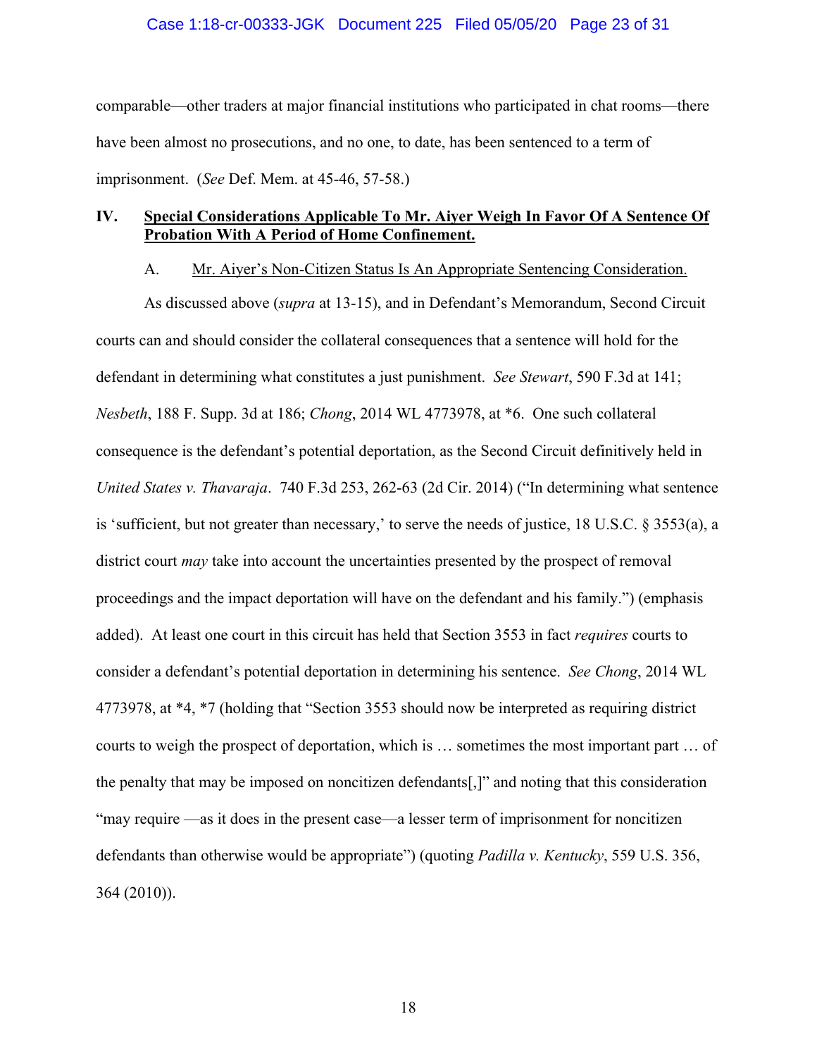comparable—other traders at major financial institutions who participated in chat rooms—there have been almost no prosecutions, and no one, to date, has been sentenced to a term of imprisonment. (*See* Def. Mem. at 45-46, 57-58.)

## IV. <u>Special Considerations Applicable To Mr. Aiyer Weigh In Favor Of A Sentence Of Probation With A Period of Home Confinement.</u>

### A. <u>Mr. Aiyer's Non-Citizen Status Is An Appropriate Sentencing Consideration.</u>

As discussed above (*supra* at 13-15), and in Defendant's Memorandum, Second Circuit courts can and should consider the collateral consequences that a sentence will hold for the defendant in determining what constitutes a just punishment. *See Stewart*, 590 F.3d at 141; *Nesbeth*, 188 F. Supp. 3d at 186; *Chong*, 2014 WL 4773978, at \*6. One such collateral consequence is the defendant's potential deportation, as the Second Circuit definitively held in *United States v. Thavaraja*. 740 F.3d 253, 262-63 (2d Cir. 2014) ("In determining what sentence is 'sufficient, but not greater than necessary,' to serve the needs of justice, 18 U.S.C. § 3553(a), a district court *may* take into account the uncertainties presented by the prospect of removal proceedings and the impact deportation will have on the defendant and his family.") (emphasis added). At least one court in this circuit has held that Section 3553 in fact *requires* courts to consider a defendant's potential deportation in determining his sentence. *See Chong*, 2014 WL 4773978, at \*4, \*7 (holding that "Section 3553 should now be interpreted as requiring district courts to weigh the prospect of deportation, which is … sometimes the most important part … of the penalty that may be imposed on noncitizen defendants[,]" and noting that this consideration "may require —as it does in the present case—a lesser term of imprisonment for noncitizen defendants than otherwise would be appropriate") (quoting *Padilla v. Kentucky*, 559 U.S. 356, 364 (2010)).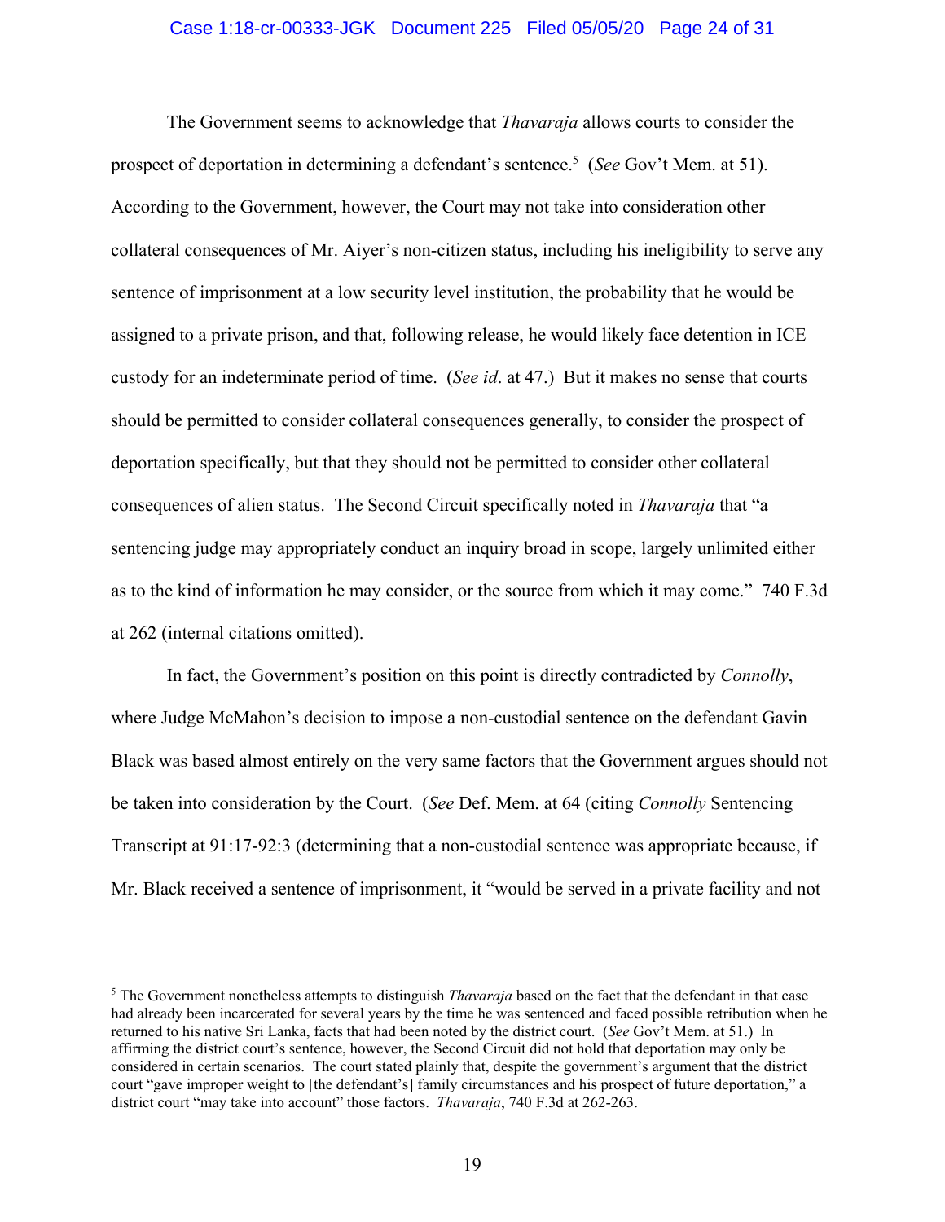The Government seems to acknowledge that *Thavaraja* allows courts to consider the prospect of deportation in determining a defendant's sentence.[5] (*See* Gov't Mem. at 51). According to the Government, however, the Court may not take into consideration other collateral consequences of Mr. Aiyer's non-citizen status, including his ineligibility to serve any sentence of imprisonment at a low security level institution, the probability that he would be assigned to a private prison, and that, following release, he would likely face detention in ICE custody for an indeterminate period of time. (*See id*. at 47.) But it makes no sense that courts should be permitted to consider collateral consequences generally, to consider the prospect of deportation specifically, but that they should not be permitted to consider other collateral consequences of alien status. The Second Circuit specifically noted in *Thavaraja* that "a sentencing judge may appropriately conduct an inquiry broad in scope, largely unlimited either as to the kind of information he may consider, or the source from which it may come." 740 F.3d at 262 (internal citations omitted).

In fact, the Government's position on this point is directly contradicted by *Connolly*, where Judge McMahon's decision to impose a non-custodial sentence on the defendant Gavin Black was based almost entirely on the very same factors that the Government argues should not be taken into consideration by the Court. (*See* Def. Mem. at 64 (citing *Connolly* Sentencing Transcript at 91:17-92:3 (determining that a non-custodial sentence was appropriate because, if Mr. Black received a sentence of imprisonment, it "would be served in a private facility and not

---

[5] The Government nonetheless attempts to distinguish *Thavaraja* based on the fact that the defendant in that case had already been incarcerated for several years by the time he was sentenced and faced possible retribution when he returned to his native Sri Lanka, facts that had been noted by the district court. (*See* Gov't Mem. at 51.) In affirming the district court's sentence, however, the Second Circuit did not hold that deportation may only be considered in certain scenarios. The court stated plainly that, despite the government's argument that the district court "gave improper weight to [the defendant's] family circumstances and his prospect of future deportation," a district court "may take into account" those factors. *Thavaraja*, 740 F.3d at 262-263.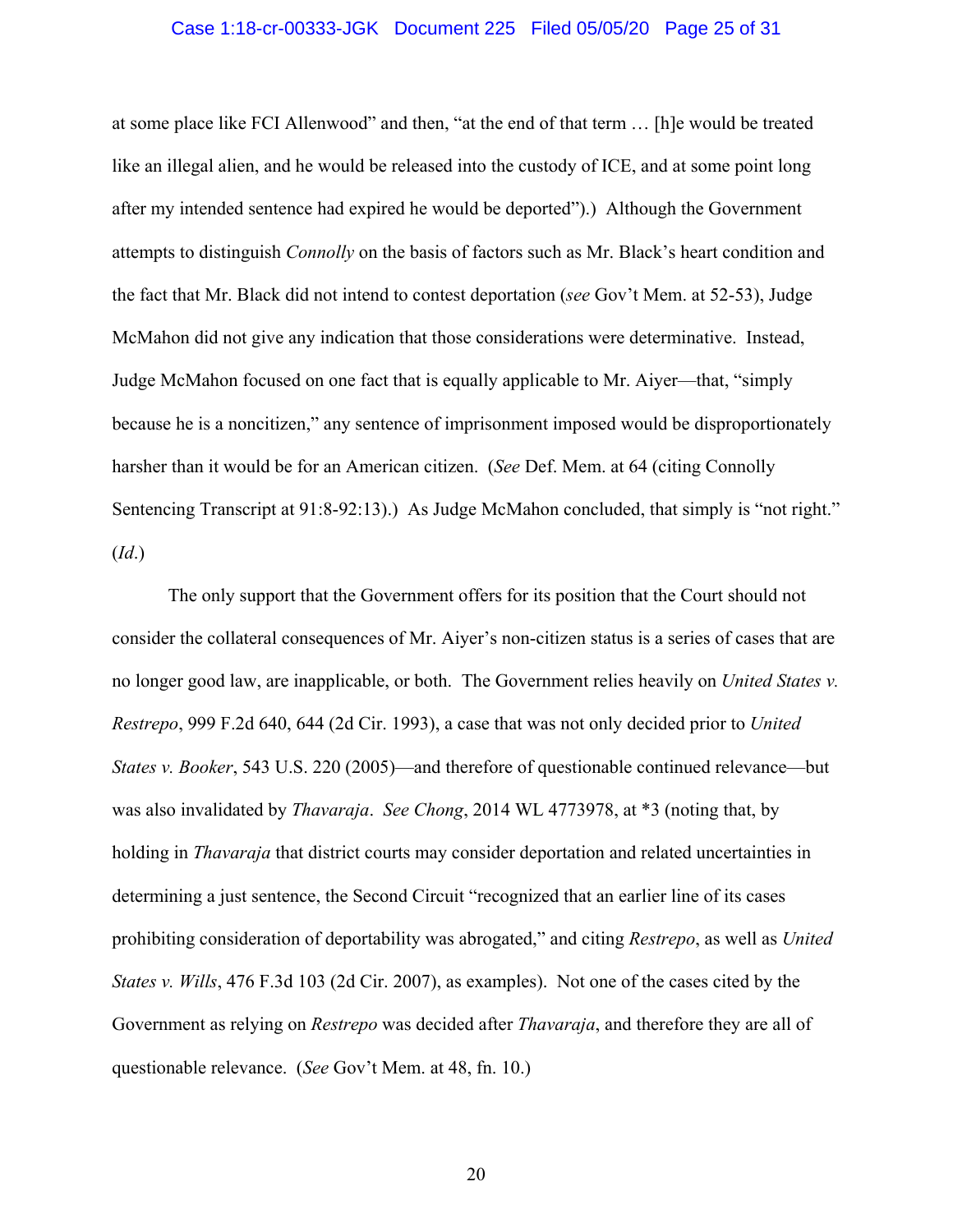at some place like FCI Allenwood" and then, "at the end of that term … [h]e would be treated like an illegal alien, and he would be released into the custody of ICE, and at some point long after my intended sentence had expired he would be deported").) Although the Government attempts to distinguish *Connolly* on the basis of factors such as Mr. Black's heart condition and the fact that Mr. Black did not intend to contest deportation (*see* Gov't Mem. at 52-53), Judge McMahon did not give any indication that those considerations were determinative. Instead, Judge McMahon focused on one fact that is equally applicable to Mr. Aiyer—that, "simply because he is a noncitizen," any sentence of imprisonment imposed would be disproportionately harsher than it would be for an American citizen. (*See* Def. Mem. at 64 (citing Connolly Sentencing Transcript at 91:8-92:13).) As Judge McMahon concluded, that simply is "not right." (*Id*.)

The only support that the Government offers for its position that the Court should not consider the collateral consequences of Mr. Aiyer's non-citizen status is a series of cases that are no longer good law, are inapplicable, or both. The Government relies heavily on *United States v. Restrepo*, 999 F.2d 640, 644 (2d Cir. 1993), a case that was not only decided prior to *United States v. Booker*, 543 U.S. 220 (2005)—and therefore of questionable continued relevance—but was also invalidated by *Thavaraja*. *See Chong*, 2014 WL 4773978, at *3 (noting that, by holding in *Thavaraja* that district courts may consider deportation and related uncertainties in determining a just sentence, the Second Circuit "recognized that an earlier line of its cases prohibiting consideration of deportability was abrogated," and citing *Restrepo*, as well as *United States v. Wills*, 476 F.3d 103 (2d Cir. 2007), as examples). Not one of the cases cited by the Government as relying on *Restrepo* was decided after *Thavaraja*, and therefore they are all of questionable relevance. (*See* Gov't Mem. at 48, fn. 10.)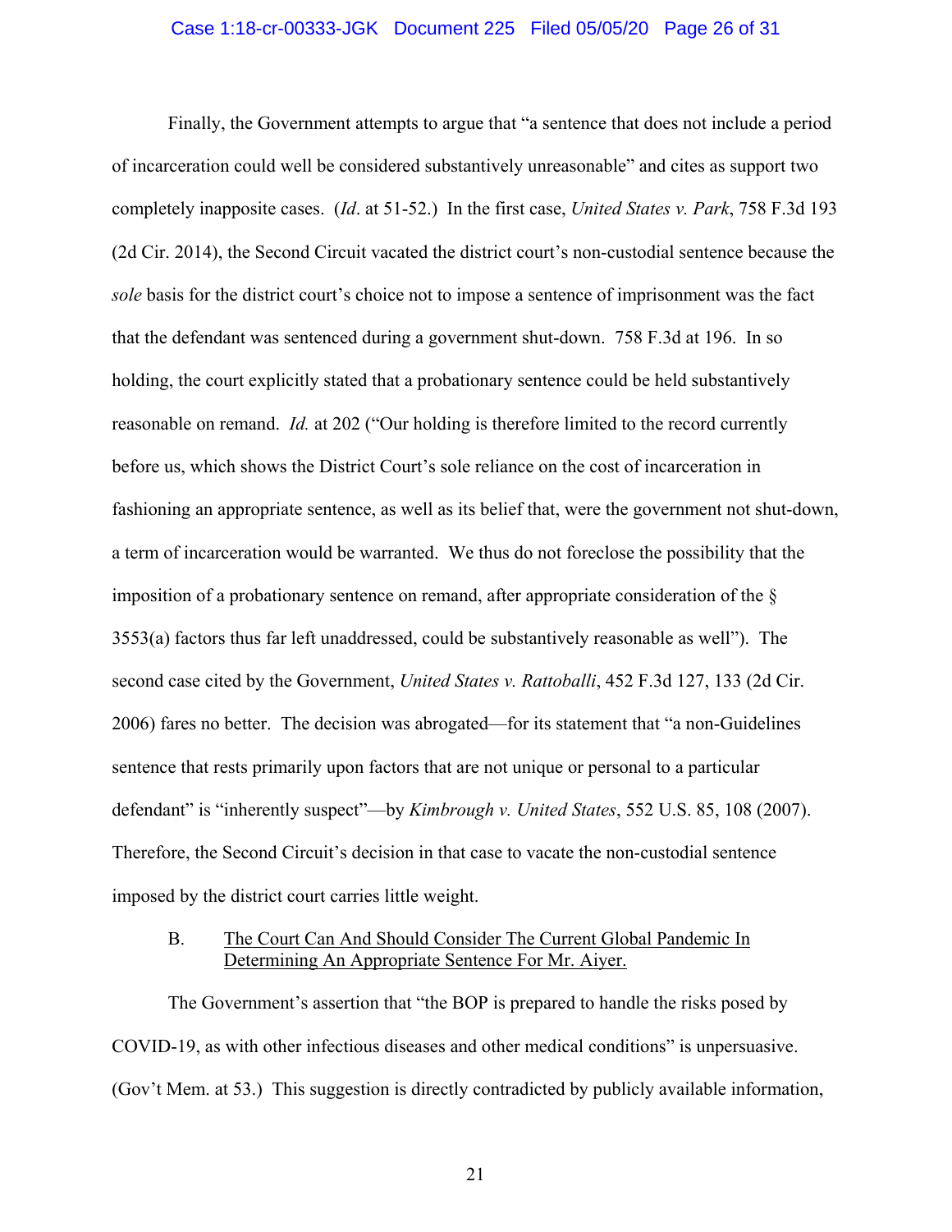Finally, the Government attempts to argue that "a sentence that does not include a period of incarceration could well be considered substantively unreasonable" and cites as support two completely inapposite cases. (*Id*. at 51-52.) In the first case, *United States v. Park*, 758 F.3d 193 (2d Cir. 2014), the Second Circuit vacated the district court's non-custodial sentence because the *sole* basis for the district court's choice not to impose a sentence of imprisonment was the fact that the defendant was sentenced during a government shut-down. 758 F.3d at 196. In so holding, the court explicitly stated that a probationary sentence could be held substantively reasonable on remand. *Id.* at 202 ("Our holding is therefore limited to the record currently before us, which shows the District Court's sole reliance on the cost of incarceration in fashioning an appropriate sentence, as well as its belief that, were the government not shut-down, a term of incarceration would be warranted. We thus do not foreclose the possibility that the imposition of a probationary sentence on remand, after appropriate consideration of the § 3553(a) factors thus far left unaddressed, could be substantively reasonable as well"). The second case cited by the Government, *United States v. Rattoballi*, 452 F.3d 127, 133 (2d Cir. 2006) fares no better. The decision was abrogated—for its statement that "a non-Guidelines sentence that rests primarily upon factors that are not unique or personal to a particular defendant" is "inherently suspect"—by *Kimbrough v. United States*, 552 U.S. 85, 108 (2007). Therefore, the Second Circuit's decision in that case to vacate the non-custodial sentence imposed by the district court carries little weight.

### B. <u>The Court Can And Should Consider The Current Global Pandemic In Determining An Appropriate Sentence For Mr. Aiyer.</u>

The Government's assertion that "the BOP is prepared to handle the risks posed by COVID-19, as with other infectious diseases and other medical conditions" is unpersuasive. (Gov't Mem. at 53.) This suggestion is directly contradicted by publicly available information,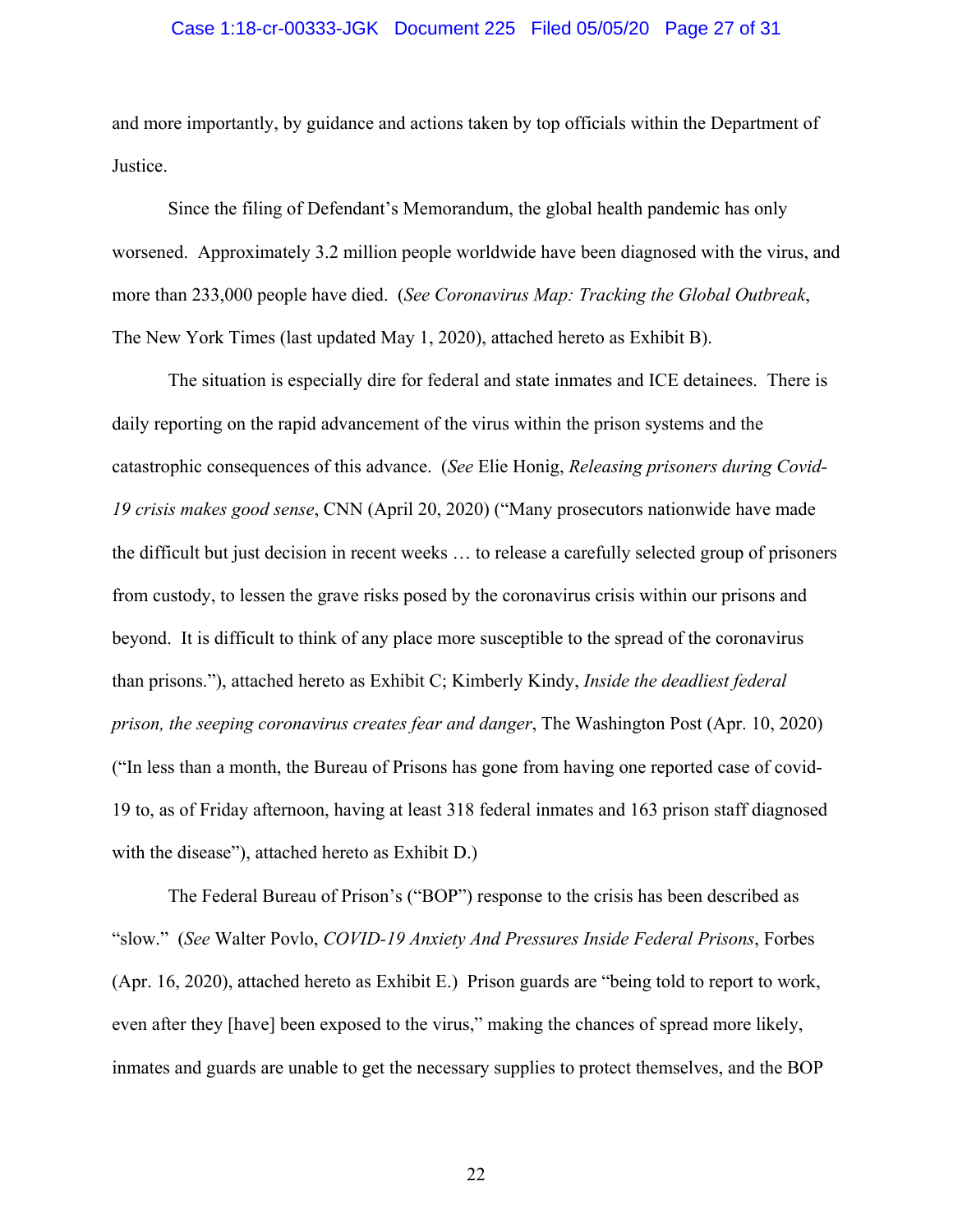and more importantly, by guidance and actions taken by top officials within the Department of Justice.

Since the filing of Defendant's Memorandum, the global health pandemic has only worsened. Approximately 3.2 million people worldwide have been diagnosed with the virus, and more than 233,000 people have died. (*See Coronavirus Map: Tracking the Global Outbreak*, The New York Times (last updated May 1, 2020), attached hereto as Exhibit B).

The situation is especially dire for federal and state inmates and ICE detainees. There is daily reporting on the rapid advancement of the virus within the prison systems and the catastrophic consequences of this advance. (*See* Elie Honig, *Releasing prisoners during Covid-19 crisis makes good sense*, CNN (April 20, 2020) ("Many prosecutors nationwide have made the difficult but just decision in recent weeks … to release a carefully selected group of prisoners from custody, to lessen the grave risks posed by the coronavirus crisis within our prisons and beyond. It is difficult to think of any place more susceptible to the spread of the coronavirus than prisons."), attached hereto as Exhibit C; Kimberly Kindy, *Inside the deadliest federal prison, the seeping coronavirus creates fear and danger*, The Washington Post (Apr. 10, 2020) ("In less than a month, the Bureau of Prisons has gone from having one reported case of covid-19 to, as of Friday afternoon, having at least 318 federal inmates and 163 prison staff diagnosed with the disease"), attached hereto as Exhibit D.)

The Federal Bureau of Prison's ("BOP") response to the crisis has been described as "slow." (*See* Walter Povlo, *COVID-19 Anxiety And Pressures Inside Federal Prisons*, Forbes (Apr. 16, 2020), attached hereto as Exhibit E.) Prison guards are "being told to report to work, even after they [have] been exposed to the virus," making the chances of spread more likely, inmates and guards are unable to get the necessary supplies to protect themselves, and the BOP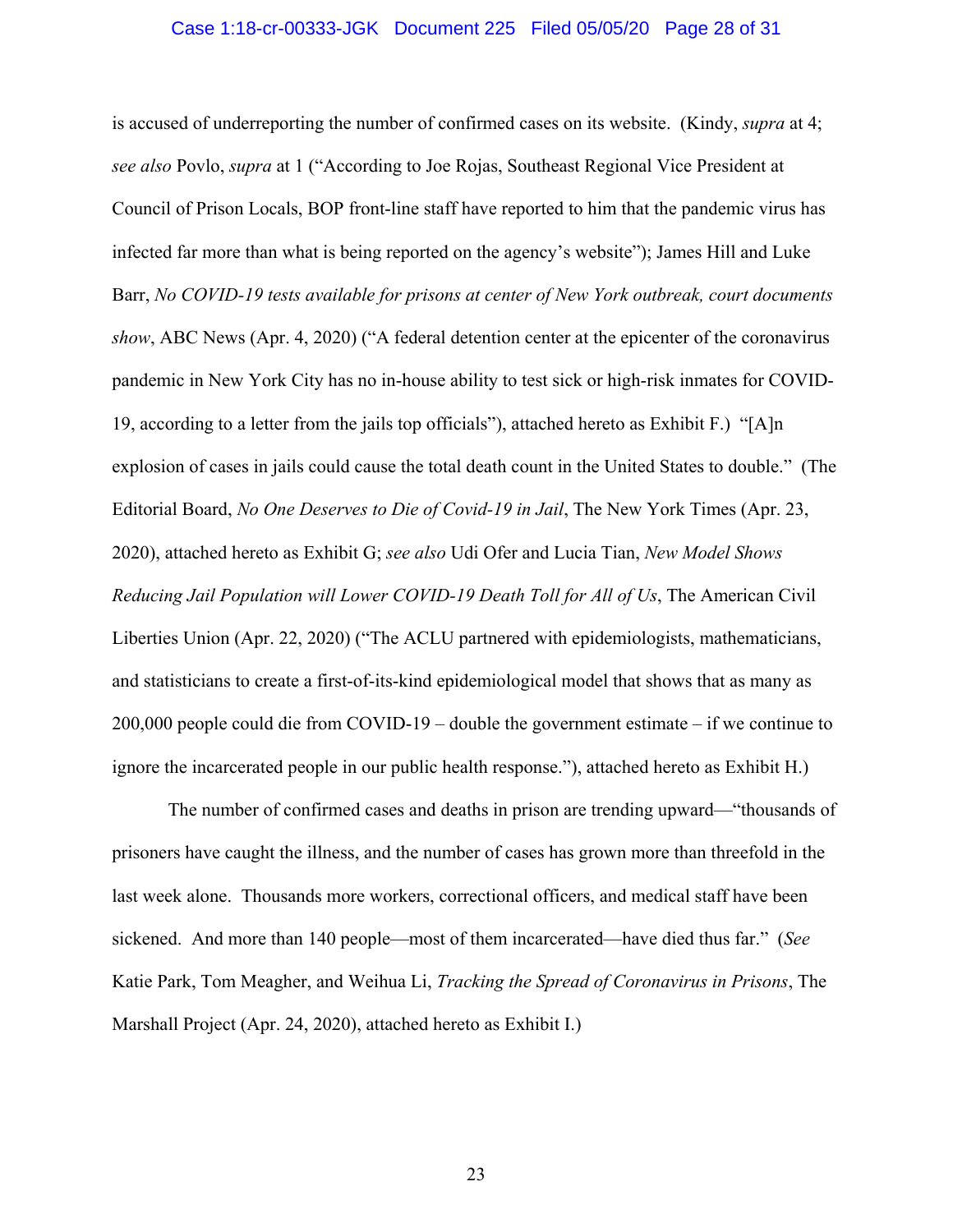is accused of underreporting the number of confirmed cases on its website. (Kindy, *supra* at 4; *see also* Povlo, *supra* at 1 ("According to Joe Rojas, Southeast Regional Vice President at Council of Prison Locals, BOP front-line staff have reported to him that the pandemic virus has infected far more than what is being reported on the agency's website"); James Hill and Luke Barr, *No COVID-19 tests available for prisons at center of New York outbreak, court documents show*, ABC News (Apr. 4, 2020) ("A federal detention center at the epicenter of the coronavirus pandemic in New York City has no in-house ability to test sick or high-risk inmates for COVID-19, according to a letter from the jails top officials"), attached hereto as Exhibit F.) "[A]n explosion of cases in jails could cause the total death count in the United States to double." (The Editorial Board, *No One Deserves to Die of Covid-19 in Jail*, The New York Times (Apr. 23, 2020), attached hereto as Exhibit G; *see also* Udi Ofer and Lucia Tian, *New Model Shows Reducing Jail Population will Lower COVID-19 Death Toll for All of Us*, The American Civil Liberties Union (Apr. 22, 2020) ("The ACLU partnered with epidemiologists, mathematicians, and statisticians to create a first-of-its-kind epidemiological model that shows that as many as 200,000 people could die from COVID-19 – double the government estimate – if we continue to ignore the incarcerated people in our public health response."), attached hereto as Exhibit H.)

The number of confirmed cases and deaths in prison are trending upward—"thousands of prisoners have caught the illness, and the number of cases has grown more than threefold in the last week alone. Thousands more workers, correctional officers, and medical staff have been sickened. And more than 140 people—most of them incarcerated—have died thus far." (*See* Katie Park, Tom Meagher, and Weihua Li, *Tracking the Spread of Coronavirus in Prisons*, The Marshall Project (Apr. 24, 2020), attached hereto as Exhibit I.)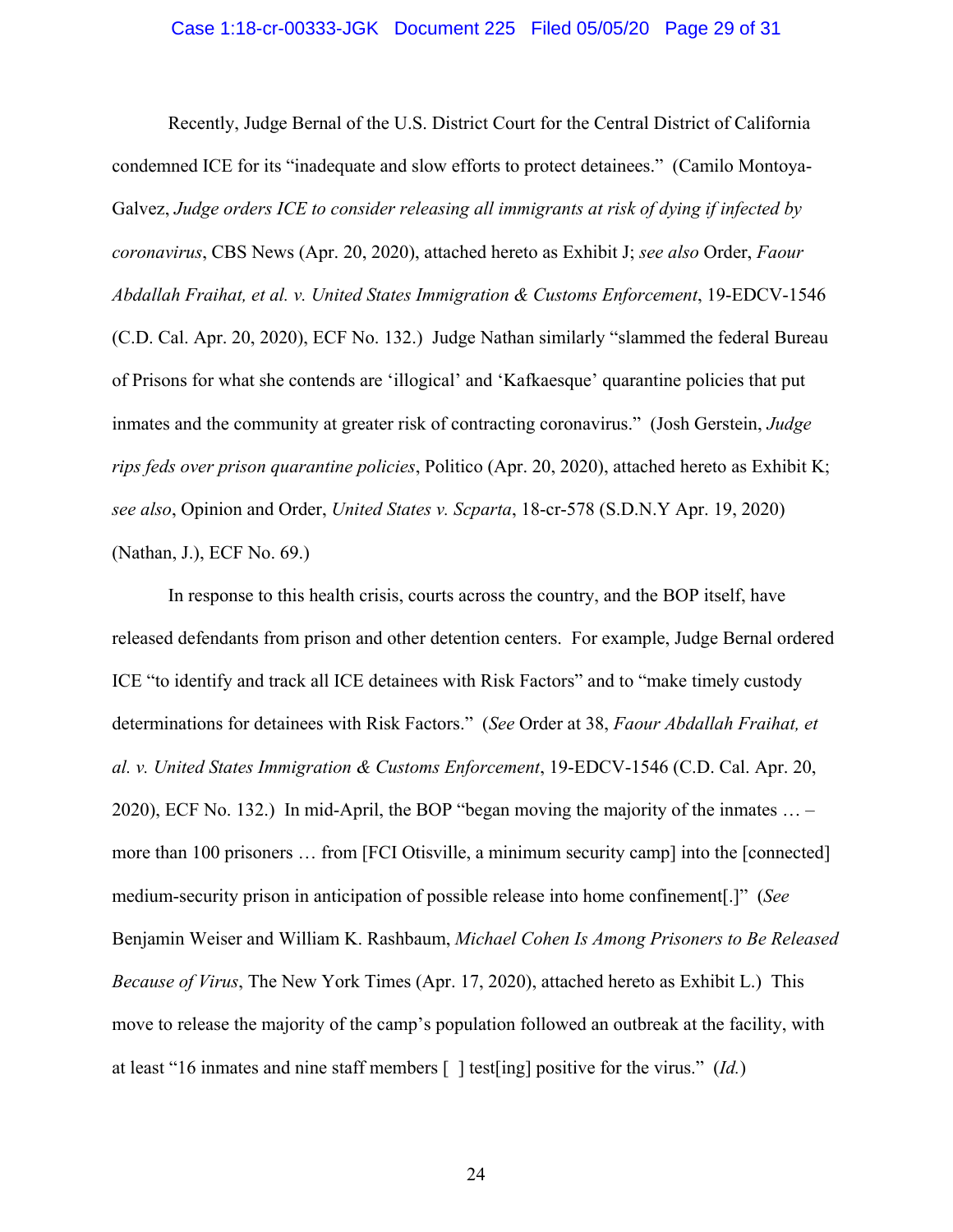Recently, Judge Bernal of the U.S. District Court for the Central District of California condemned ICE for its "inadequate and slow efforts to protect detainees." (Camilo Montoya-Galvez, *Judge orders ICE to consider releasing all immigrants at risk of dying if infected by coronavirus*, CBS News (Apr. 20, 2020), attached hereto as Exhibit J; *see also* Order, *Faour Abdallah Fraihat, et al. v. United States Immigration & Customs Enforcement*, 19-EDCV-1546 (C.D. Cal. Apr. 20, 2020), ECF No. 132.) Judge Nathan similarly "slammed the federal Bureau of Prisons for what she contends are 'illogical' and 'Kafkaesque' quarantine policies that put inmates and the community at greater risk of contracting coronavirus." (Josh Gerstein, *Judge rips feds over prison quarantine policies*, Politico (Apr. 20, 2020), attached hereto as Exhibit K; *see also*, Opinion and Order, *United States v. Scparta*, 18-cr-578 (S.D.N.Y Apr. 19, 2020) (Nathan, J.), ECF No. 69.)

In response to this health crisis, courts across the country, and the BOP itself, have released defendants from prison and other detention centers. For example, Judge Bernal ordered ICE "to identify and track all ICE detainees with Risk Factors" and to "make timely custody determinations for detainees with Risk Factors." (*See* Order at 38, *Faour Abdallah Fraihat, et al. v. United States Immigration & Customs Enforcement*, 19-EDCV-1546 (C.D. Cal. Apr. 20, 2020), ECF No. 132.) In mid-April, the BOP "began moving the majority of the inmates … – more than 100 prisoners … from [FCI Otisville, a minimum security camp] into the [connected] medium-security prison in anticipation of possible release into home confinement[.]" (*See* Benjamin Weiser and William K. Rashbaum, *Michael Cohen Is Among Prisoners to Be Released Because of Virus*, The New York Times (Apr. 17, 2020), attached hereto as Exhibit L.) This move to release the majority of the camp's population followed an outbreak at the facility, with at least "16 inmates and nine staff members [ ] test[ing] positive for the virus." (*Id.*)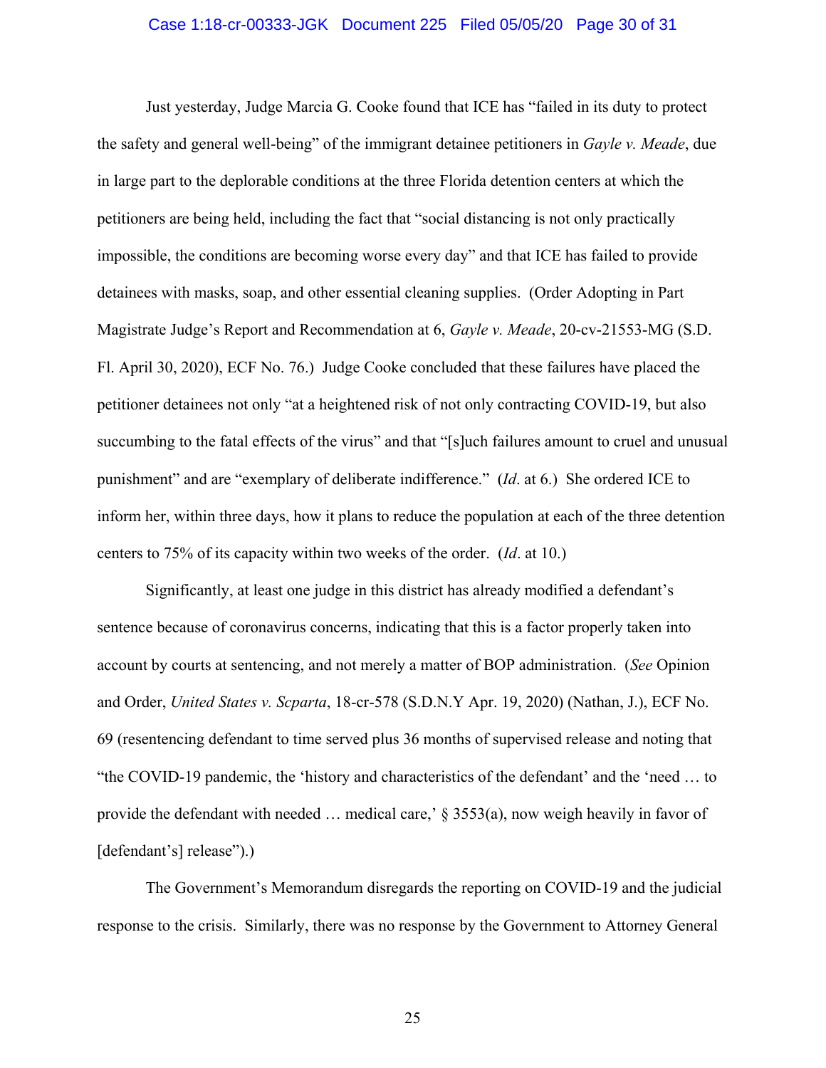Just yesterday, Judge Marcia G. Cooke found that ICE has "failed in its duty to protect the safety and general well-being" of the immigrant detainee petitioners in *Gayle v. Meade*, due in large part to the deplorable conditions at the three Florida detention centers at which the petitioners are being held, including the fact that "social distancing is not only practically impossible, the conditions are becoming worse every day" and that ICE has failed to provide detainees with masks, soap, and other essential cleaning supplies. (Order Adopting in Part Magistrate Judge's Report and Recommendation at 6, *Gayle v. Meade*, 20-cv-21553-MG (S.D. Fl. April 30, 2020), ECF No. 76.) Judge Cooke concluded that these failures have placed the petitioner detainees not only "at a heightened risk of not only contracting COVID-19, but also succumbing to the fatal effects of the virus" and that "[s]uch failures amount to cruel and unusual punishment" and are "exemplary of deliberate indifference." (*Id*. at 6.) She ordered ICE to inform her, within three days, how it plans to reduce the population at each of the three detention centers to 75% of its capacity within two weeks of the order. (*Id*. at 10.)

Significantly, at least one judge in this district has already modified a defendant's sentence because of coronavirus concerns, indicating that this is a factor properly taken into account by courts at sentencing, and not merely a matter of BOP administration. (*See* Opinion and Order, *United States v. Scparta*, 18-cr-578 (S.D.N.Y Apr. 19, 2020) (Nathan, J.), ECF No. 69 (resentencing defendant to time served plus 36 months of supervised release and noting that "the COVID-19 pandemic, the 'history and characteristics of the defendant' and the 'need … to provide the defendant with needed … medical care,' § 3553(a), now weigh heavily in favor of [defendant's] release").)

The Government's Memorandum disregards the reporting on COVID-19 and the judicial response to the crisis. Similarly, there was no response by the Government to Attorney General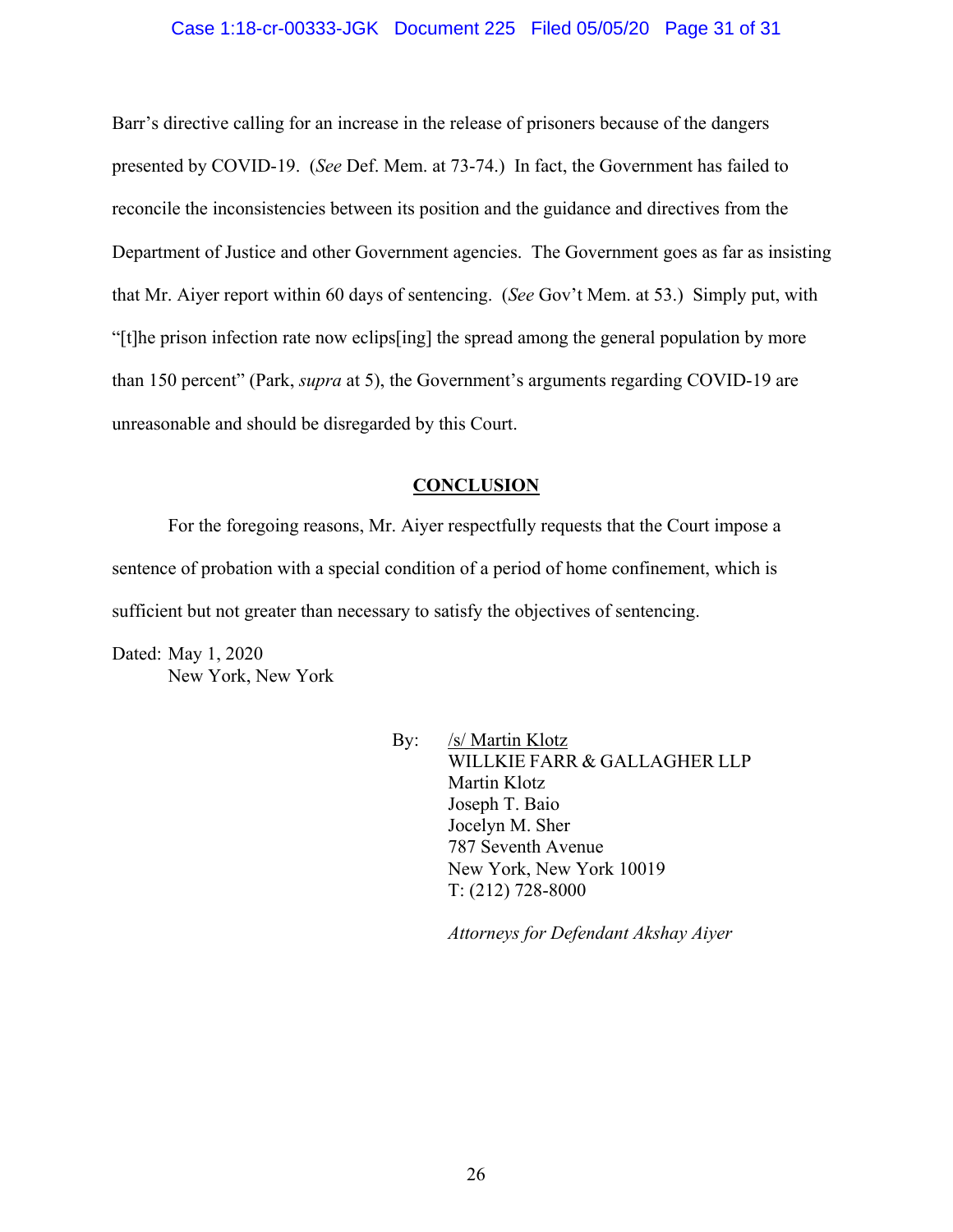Barr's directive calling for an increase in the release of prisoners because of the dangers presented by COVID-19. (*See* Def. Mem. at 73-74.) In fact, the Government has failed to reconcile the inconsistencies between its position and the guidance and directives from the Department of Justice and other Government agencies. The Government goes as far as insisting that Mr. Aiyer report within 60 days of sentencing. (*See* Gov't Mem. at 53.) Simply put, with "[t]he prison infection rate now eclips[ing] the spread among the general population by more than 150 percent" (Park, *supra* at 5), the Government's arguments regarding COVID-19 are unreasonable and should be disregarded by this Court.

## CONCLUSION

For the foregoing reasons, Mr. Aiyer respectfully requests that the Court impose a sentence of probation with a special condition of a period of home confinement, which is sufficient but not greater than necessary to satisfy the objectives of sentencing.

Dated: May 1, 2020
New York, New York

By: /s/ Martin Klotz
WILLKIE FARR & GALLAGHER LLP
Martin Klotz
Joseph T. Baio
Jocelyn M. Sher
787 Seventh Avenue
New York, New York 10019
T: (212) 728-8000

*Attorneys for Defendant Akshay Aiyer*